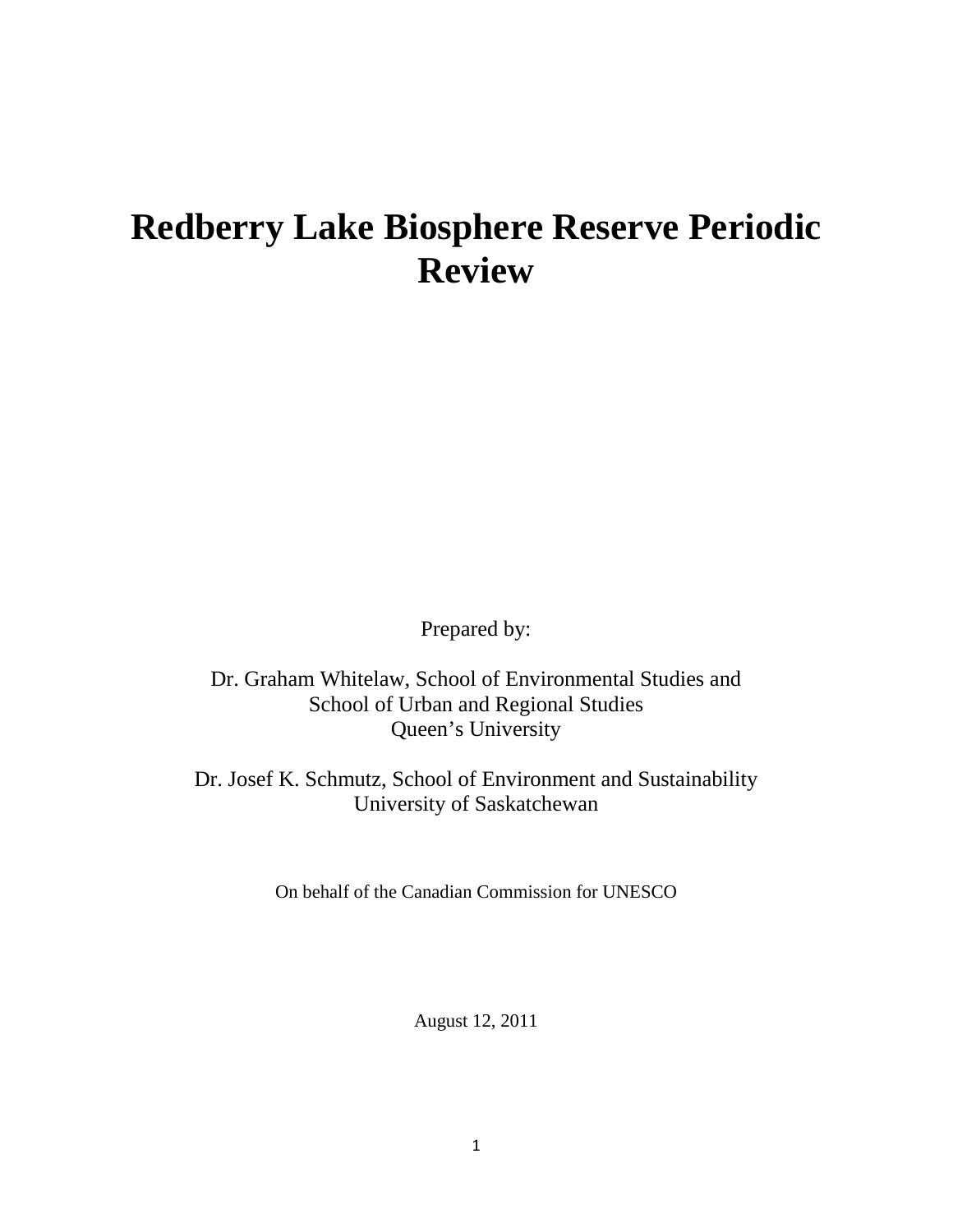# Redberry Lake Biosphere Reserve Periodic Review

Prepared by:

Dr. Graham Whitelaw, School of Environmental Studies and
School of Urban and Regional Studies
Queen's University

Dr. Josef K. Schmutz, School of Environment and Sustainability
University of Saskatchewan

On behalf of the Canadian Commission for UNESCO

August 12, 2011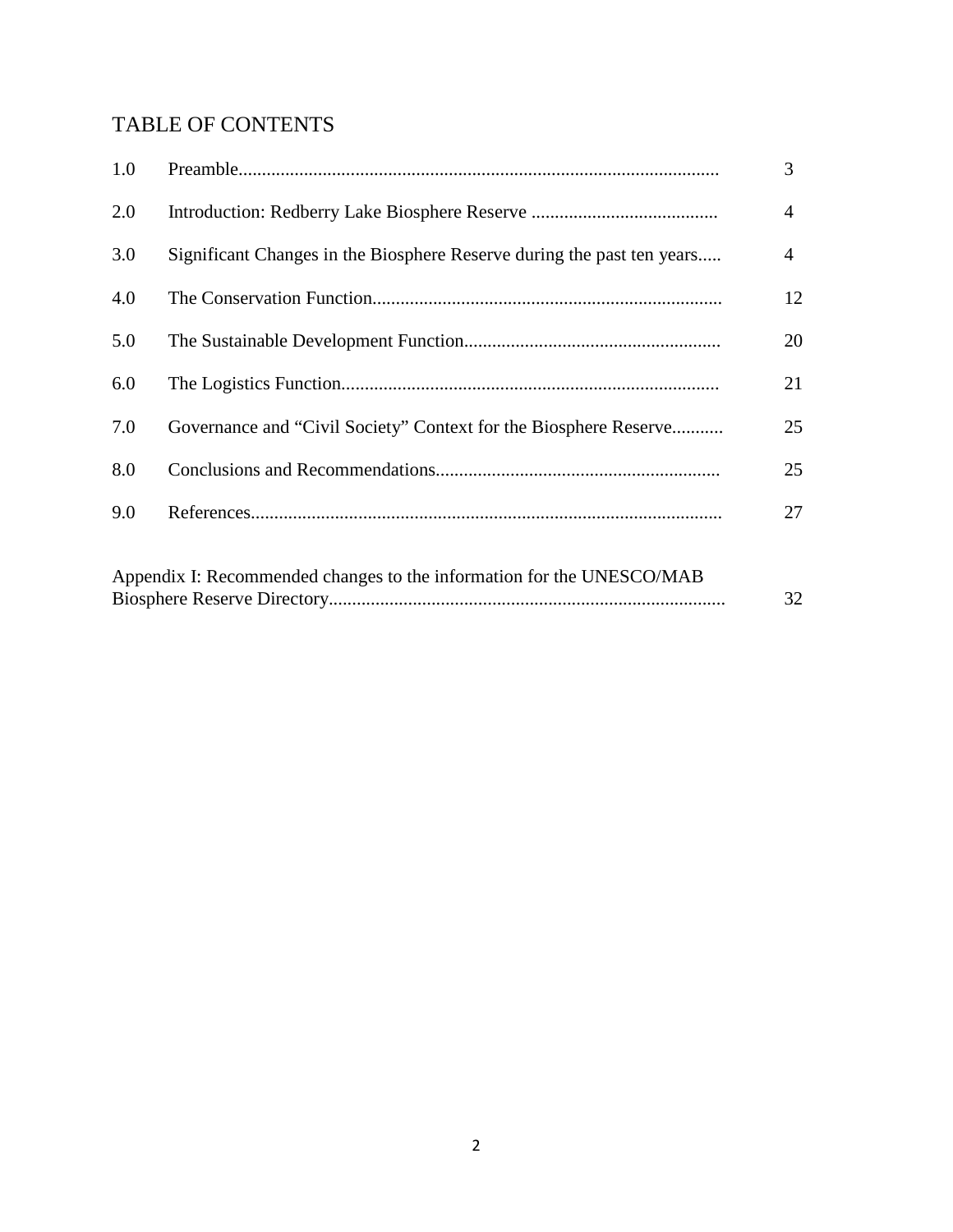# TABLE OF CONTENTS

| | | |
|---|---|---|
| 1.0 | Preamble...................................................................................................... | 3 |
| 2.0 | Introduction: Redberry Lake Biosphere Reserve ....................................... | 4 |
| 3.0 | Significant Changes in the Biosphere Reserve during the past ten years..... | 4 |
| 4.0 | The Conservation Function.......................................................................... | 12 |
| 5.0 | The Sustainable Development Function...................................................... | 20 |
| 6.0 | The Logistics Function................................................................................ | 21 |
| 7.0 | Governance and "Civil Society" Context for the Biosphere Reserve........... | 25 |
| 8.0 | Conclusions and Recommendations............................................................ | 25 |
| 9.0 | References.................................................................................................... | 27 |

Appendix I: Recommended changes to the information for the UNESCO/MAB Biosphere Reserve Directory.................................................................................... 32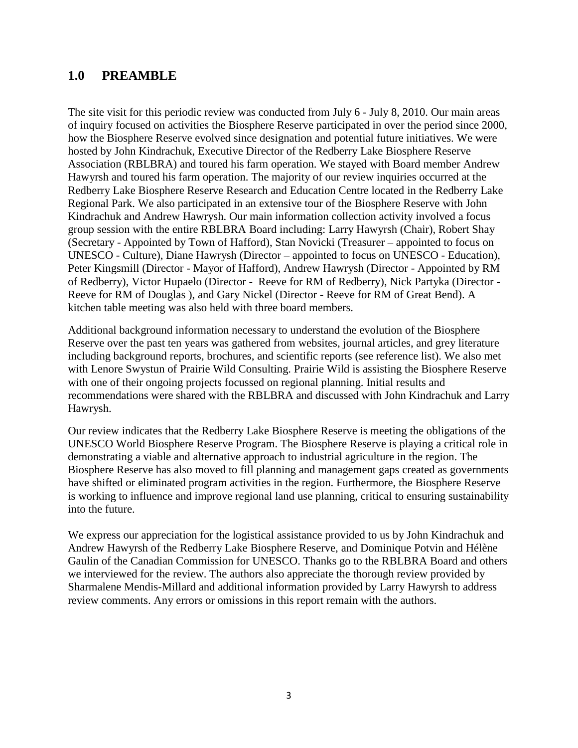## 1.0 PREAMBLE

The site visit for this periodic review was conducted from July 6 - July 8, 2010. Our main areas of inquiry focused on activities the Biosphere Reserve participated in over the period since 2000, how the Biosphere Reserve evolved since designation and potential future initiatives. We were hosted by John Kindrachuk, Executive Director of the Redberry Lake Biosphere Reserve Association (RBLBRA) and toured his farm operation. We stayed with Board member Andrew Hawyrsh and toured his farm operation. The majority of our review inquiries occurred at the Redberry Lake Biosphere Reserve Research and Education Centre located in the Redberry Lake Regional Park. We also participated in an extensive tour of the Biosphere Reserve with John Kindrachuk and Andrew Hawrysh. Our main information collection activity involved a focus group session with the entire RBLBRA Board including: Larry Hawyrsh (Chair), Robert Shay (Secretary - Appointed by Town of Hafford), Stan Novicki (Treasurer – appointed to focus on UNESCO - Culture), Diane Hawrysh (Director – appointed to focus on UNESCO - Education), Peter Kingsmill (Director - Mayor of Hafford), Andrew Hawrysh (Director - Appointed by RM of Redberry), Victor Hupaelo (Director - Reeve for RM of Redberry), Nick Partyka (Director - Reeve for RM of Douglas ), and Gary Nickel (Director - Reeve for RM of Great Bend). A kitchen table meeting was also held with three board members.

Additional background information necessary to understand the evolution of the Biosphere Reserve over the past ten years was gathered from websites, journal articles, and grey literature including background reports, brochures, and scientific reports (see reference list). We also met with Lenore Swystun of Prairie Wild Consulting. Prairie Wild is assisting the Biosphere Reserve with one of their ongoing projects focussed on regional planning. Initial results and recommendations were shared with the RBLBRA and discussed with John Kindrachuk and Larry Hawrysh.

Our review indicates that the Redberry Lake Biosphere Reserve is meeting the obligations of the UNESCO World Biosphere Reserve Program. The Biosphere Reserve is playing a critical role in demonstrating a viable and alternative approach to industrial agriculture in the region. The Biosphere Reserve has also moved to fill planning and management gaps created as governments have shifted or eliminated program activities in the region. Furthermore, the Biosphere Reserve is working to influence and improve regional land use planning, critical to ensuring sustainability into the future.

We express our appreciation for the logistical assistance provided to us by John Kindrachuk and Andrew Hawyrsh of the Redberry Lake Biosphere Reserve, and Dominique Potvin and Hélène Gaulin of the Canadian Commission for UNESCO. Thanks go to the RBLBRA Board and others we interviewed for the review. The authors also appreciate the thorough review provided by Sharmalene Mendis-Millard and additional information provided by Larry Hawyrsh to address review comments. Any errors or omissions in this report remain with the authors.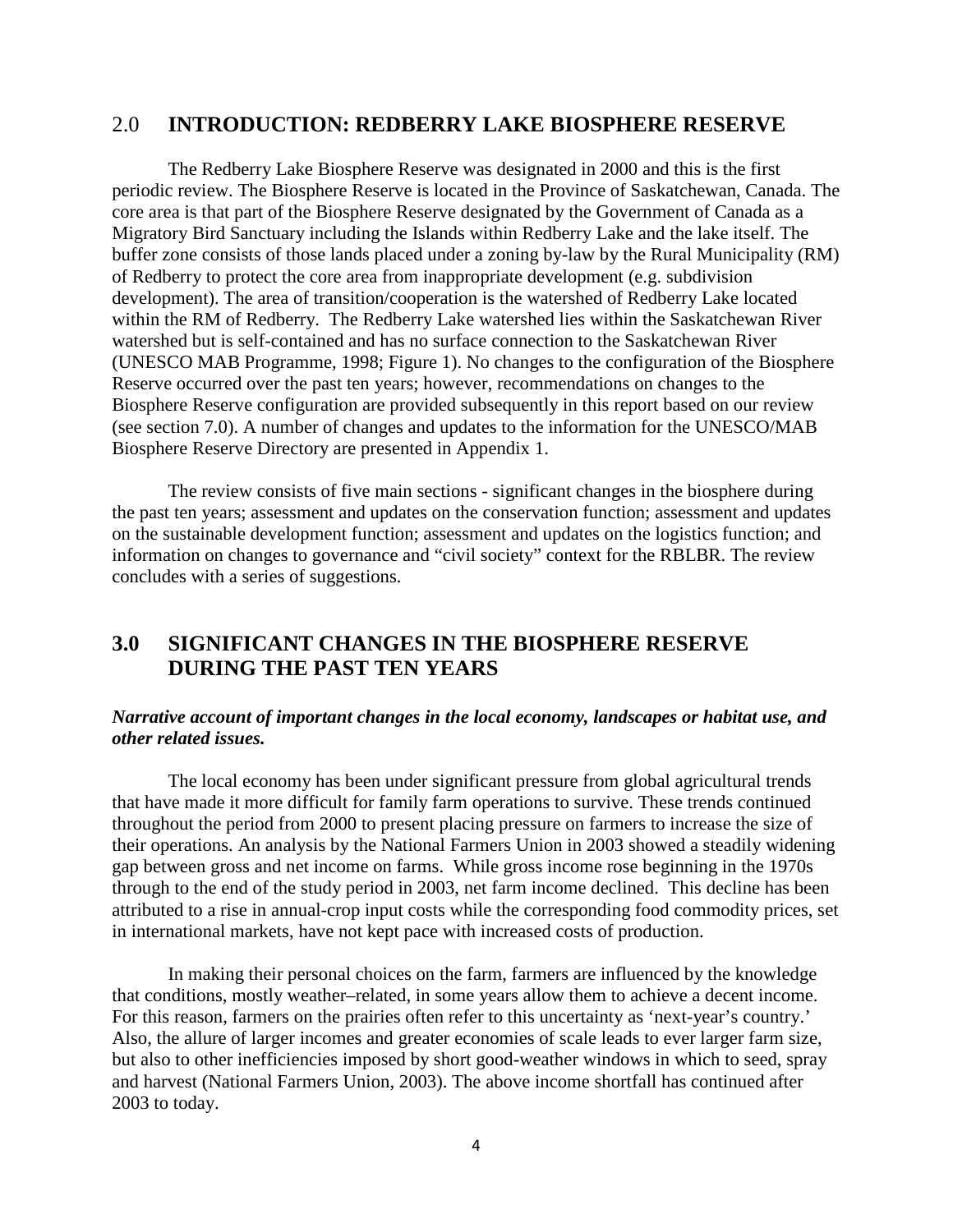## 2.0 INTRODUCTION: REDBERRY LAKE BIOSPHERE RESERVE

The Redberry Lake Biosphere Reserve was designated in 2000 and this is the first periodic review. The Biosphere Reserve is located in the Province of Saskatchewan, Canada. The core area is that part of the Biosphere Reserve designated by the Government of Canada as a Migratory Bird Sanctuary including the Islands within Redberry Lake and the lake itself. The buffer zone consists of those lands placed under a zoning by-law by the Rural Municipality (RM) of Redberry to protect the core area from inappropriate development (e.g. subdivision development). The area of transition/cooperation is the watershed of Redberry Lake located within the RM of Redberry. The Redberry Lake watershed lies within the Saskatchewan River watershed but is self-contained and has no surface connection to the Saskatchewan River (UNESCO MAB Programme, 1998; Figure 1). No changes to the configuration of the Biosphere Reserve occurred over the past ten years; however, recommendations on changes to the Biosphere Reserve configuration are provided subsequently in this report based on our review (see section 7.0). A number of changes and updates to the information for the UNESCO/MAB Biosphere Reserve Directory are presented in Appendix 1.

The review consists of five main sections - significant changes in the biosphere during the past ten years; assessment and updates on the conservation function; assessment and updates on the sustainable development function; assessment and updates on the logistics function; and information on changes to governance and "civil society" context for the RBLBR. The review concludes with a series of suggestions.

## 3.0 SIGNIFICANT CHANGES IN THE BIOSPHERE RESERVE DURING THE PAST TEN YEARS

***Narrative account of important changes in the local economy, landscapes or habitat use, and other related issues.***

The local economy has been under significant pressure from global agricultural trends that have made it more difficult for family farm operations to survive. These trends continued throughout the period from 2000 to present placing pressure on farmers to increase the size of their operations. An analysis by the National Farmers Union in 2003 showed a steadily widening gap between gross and net income on farms. While gross income rose beginning in the 1970s through to the end of the study period in 2003, net farm income declined. This decline has been attributed to a rise in annual-crop input costs while the corresponding food commodity prices, set in international markets, have not kept pace with increased costs of production.

In making their personal choices on the farm, farmers are influenced by the knowledge that conditions, mostly weather–related, in some years allow them to achieve a decent income. For this reason, farmers on the prairies often refer to this uncertainty as 'next-year's country.' Also, the allure of larger incomes and greater economies of scale leads to ever larger farm size, but also to other inefficiencies imposed by short good-weather windows in which to seed, spray and harvest (National Farmers Union, 2003). The above income shortfall has continued after 2003 to today.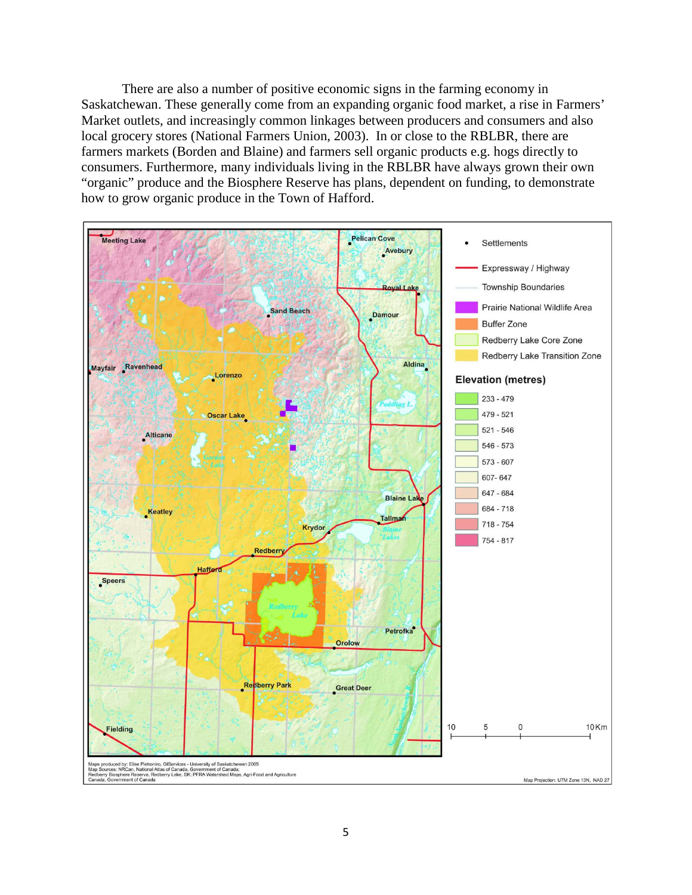There are also a number of positive economic signs in the farming economy in Saskatchewan. These generally come from an expanding organic food market, a rise in Farmers' Market outlets, and increasingly common linkages between producers and consumers and also local grocery stores (National Farmers Union, 2003). In or close to the RBLBR, there are farmers markets (Borden and Blaine) and farmers sell organic products e.g. hogs directly to consumers. Furthermore, many individuals living in the RBLBR have always grown their own "organic" produce and the Biosphere Reserve has plans, dependent on funding, to demonstrate how to grow organic produce in the Town of Hafford.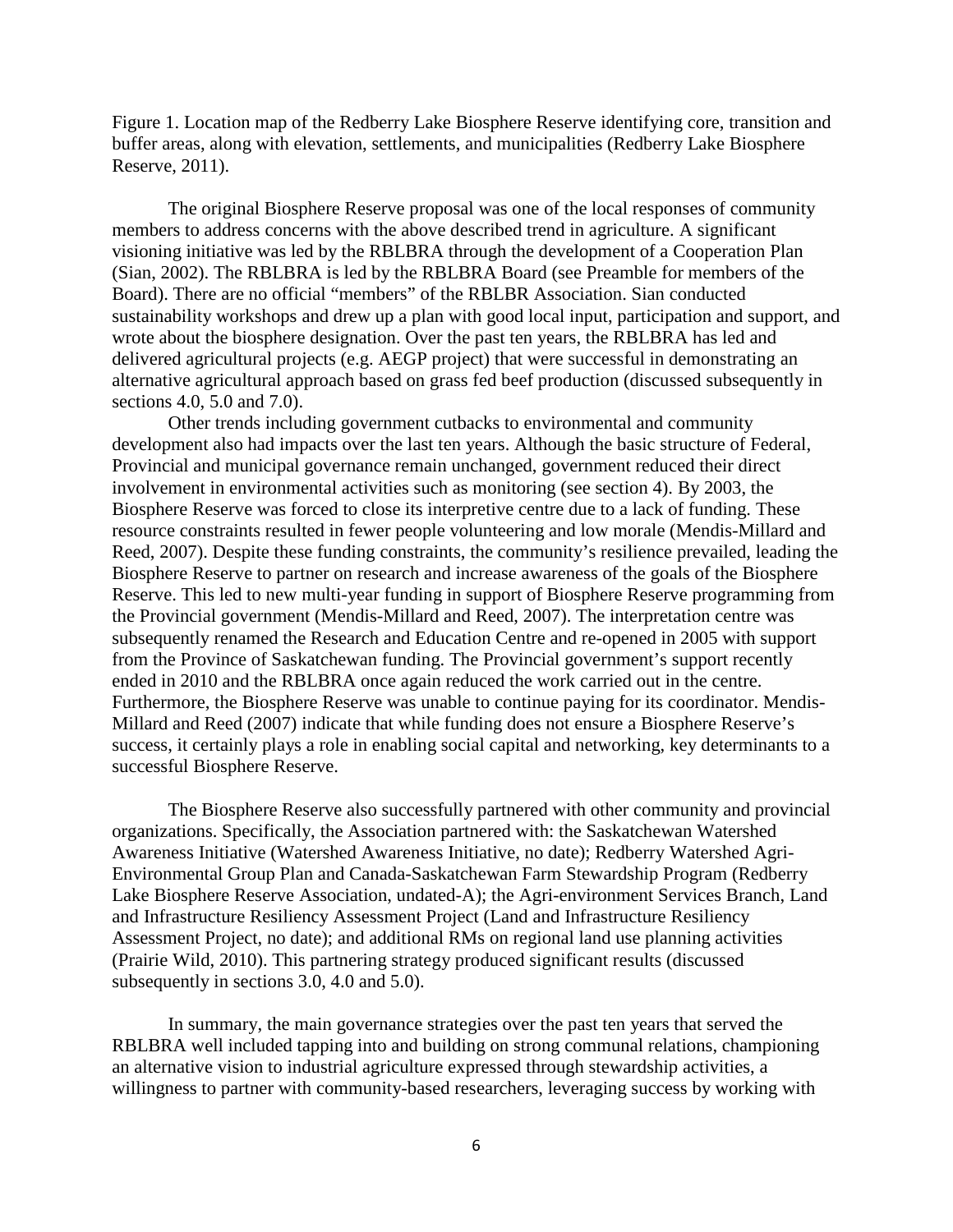Figure 1. Location map of the Redberry Lake Biosphere Reserve identifying core, transition and buffer areas, along with elevation, settlements, and municipalities (Redberry Lake Biosphere Reserve, 2011).

The original Biosphere Reserve proposal was one of the local responses of community members to address concerns with the above described trend in agriculture. A significant visioning initiative was led by the RBLBRA through the development of a Cooperation Plan (Sian, 2002). The RBLBRA is led by the RBLBRA Board (see Preamble for members of the Board). There are no official "members" of the RBLBR Association. Sian conducted sustainability workshops and drew up a plan with good local input, participation and support, and wrote about the biosphere designation. Over the past ten years, the RBLBRA has led and delivered agricultural projects (e.g. AEGP project) that were successful in demonstrating an alternative agricultural approach based on grass fed beef production (discussed subsequently in sections 4.0, 5.0 and 7.0).

Other trends including government cutbacks to environmental and community development also had impacts over the last ten years. Although the basic structure of Federal, Provincial and municipal governance remain unchanged, government reduced their direct involvement in environmental activities such as monitoring (see section 4). By 2003, the Biosphere Reserve was forced to close its interpretive centre due to a lack of funding. These resource constraints resulted in fewer people volunteering and low morale (Mendis-Millard and Reed, 2007). Despite these funding constraints, the community's resilience prevailed, leading the Biosphere Reserve to partner on research and increase awareness of the goals of the Biosphere Reserve. This led to new multi-year funding in support of Biosphere Reserve programming from the Provincial government (Mendis-Millard and Reed, 2007). The interpretation centre was subsequently renamed the Research and Education Centre and re-opened in 2005 with support from the Province of Saskatchewan funding. The Provincial government's support recently ended in 2010 and the RBLBRA once again reduced the work carried out in the centre. Furthermore, the Biosphere Reserve was unable to continue paying for its coordinator. Mendis-Millard and Reed (2007) indicate that while funding does not ensure a Biosphere Reserve's success, it certainly plays a role in enabling social capital and networking, key determinants to a successful Biosphere Reserve.

The Biosphere Reserve also successfully partnered with other community and provincial organizations. Specifically, the Association partnered with: the Saskatchewan Watershed Awareness Initiative (Watershed Awareness Initiative, no date); Redberry Watershed Agri-Environmental Group Plan and Canada-Saskatchewan Farm Stewardship Program (Redberry Lake Biosphere Reserve Association, undated-A); the Agri-environment Services Branch, Land and Infrastructure Resiliency Assessment Project (Land and Infrastructure Resiliency Assessment Project, no date); and additional RMs on regional land use planning activities (Prairie Wild, 2010). This partnering strategy produced significant results (discussed subsequently in sections 3.0, 4.0 and 5.0).

In summary, the main governance strategies over the past ten years that served the RBLBRA well included tapping into and building on strong communal relations, championing an alternative vision to industrial agriculture expressed through stewardship activities, a willingness to partner with community-based researchers, leveraging success by working with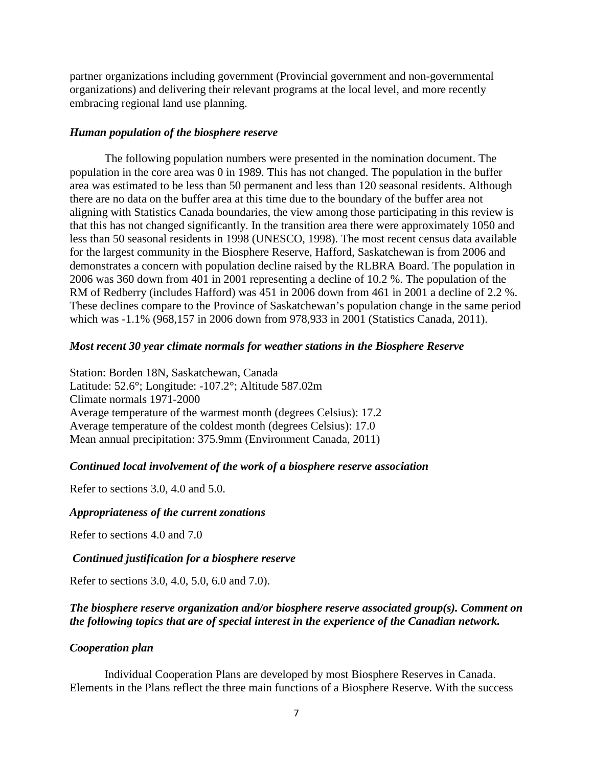partner organizations including government (Provincial government and non-governmental organizations) and delivering their relevant programs at the local level, and more recently embracing regional land use planning.

***Human population of the biosphere reserve***

The following population numbers were presented in the nomination document. The population in the core area was 0 in 1989. This has not changed. The population in the buffer area was estimated to be less than 50 permanent and less than 120 seasonal residents. Although there are no data on the buffer area at this time due to the boundary of the buffer area not aligning with Statistics Canada boundaries, the view among those participating in this review is that this has not changed significantly. In the transition area there were approximately 1050 and less than 50 seasonal residents in 1998 (UNESCO, 1998). The most recent census data available for the largest community in the Biosphere Reserve, Hafford, Saskatchewan is from 2006 and demonstrates a concern with population decline raised by the RLBRA Board. The population in 2006 was 360 down from 401 in 2001 representing a decline of 10.2 %. The population of the RM of Redberry (includes Hafford) was 451 in 2006 down from 461 in 2001 a decline of 2.2 %. These declines compare to the Province of Saskatchewan's population change in the same period which was -1.1% (968,157 in 2006 down from 978,933 in 2001 (Statistics Canada, 2011).

***Most recent 30 year climate normals for weather stations in the Biosphere Reserve***

Station: Borden 18N, Saskatchewan, Canada
Latitude: 52.6°; Longitude: -107.2°; Altitude 587.02m
Climate normals 1971-2000
Average temperature of the warmest month (degrees Celsius): 17.2
Average temperature of the coldest month (degrees Celsius): 17.0
Mean annual precipitation: 375.9mm (Environment Canada, 2011)

***Continued local involvement of the work of a biosphere reserve association***

Refer to sections 3.0, 4.0 and 5.0.

***Appropriateness of the current zonations***

Refer to sections 4.0 and 7.0

***Continued justification for a biosphere reserve***

Refer to sections 3.0, 4.0, 5.0, 6.0 and 7.0).

***The biosphere reserve organization and/or biosphere reserve associated group(s). Comment on the following topics that are of special interest in the experience of the Canadian network.***

***Cooperation plan***

Individual Cooperation Plans are developed by most Biosphere Reserves in Canada. Elements in the Plans reflect the three main functions of a Biosphere Reserve. With the success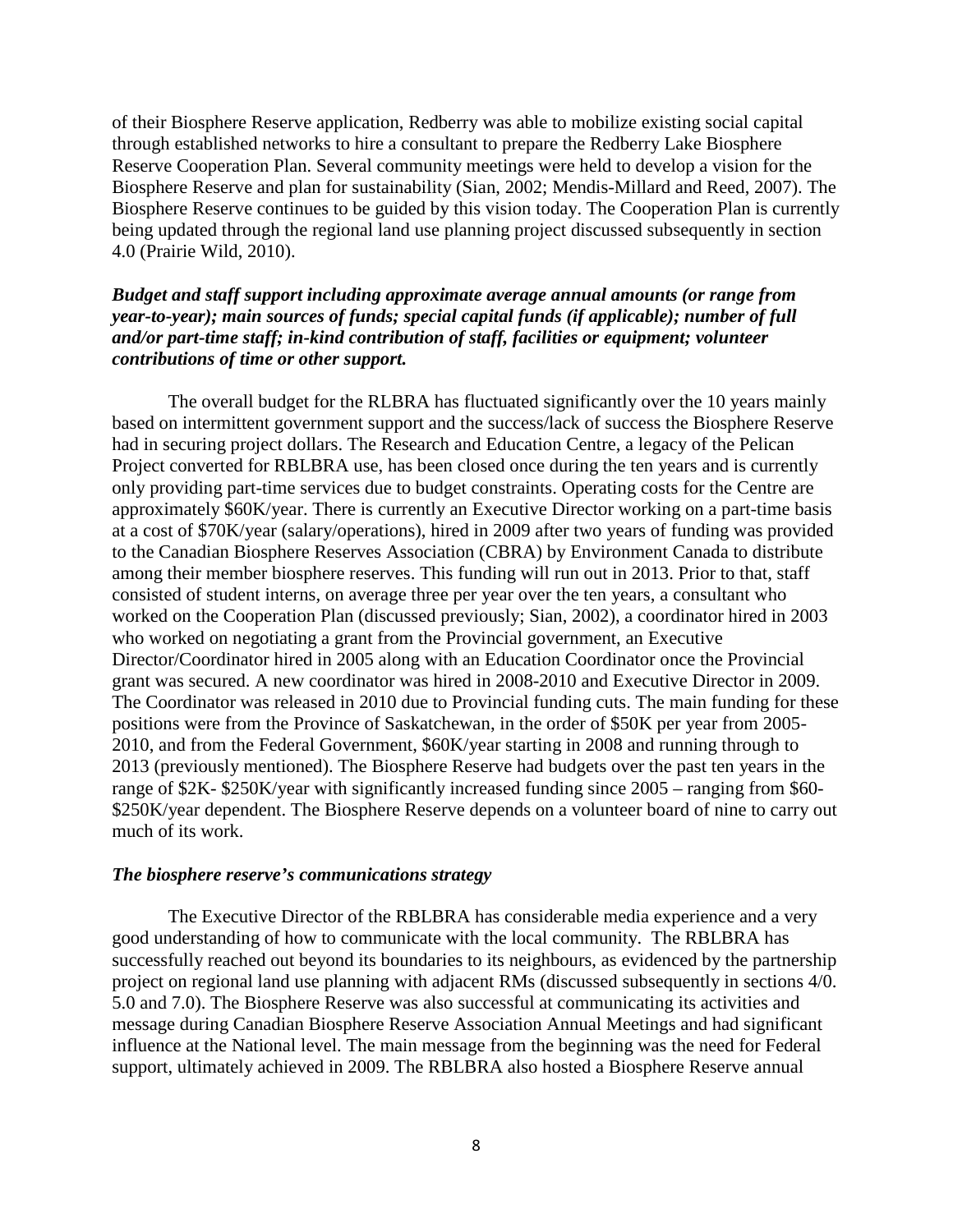of their Biosphere Reserve application, Redberry was able to mobilize existing social capital through established networks to hire a consultant to prepare the Redberry Lake Biosphere Reserve Cooperation Plan. Several community meetings were held to develop a vision for the Biosphere Reserve and plan for sustainability (Sian, 2002; Mendis-Millard and Reed, 2007). The Biosphere Reserve continues to be guided by this vision today. The Cooperation Plan is currently being updated through the regional land use planning project discussed subsequently in section 4.0 (Prairie Wild, 2010).

***Budget and staff support including approximate average annual amounts (or range from year-to-year); main sources of funds; special capital funds (if applicable); number of full and/or part-time staff; in-kind contribution of staff, facilities or equipment; volunteer contributions of time or other support.***

The overall budget for the RLBRA has fluctuated significantly over the 10 years mainly based on intermittent government support and the success/lack of success the Biosphere Reserve had in securing project dollars. The Research and Education Centre, a legacy of the Pelican Project converted for RBLBRA use, has been closed once during the ten years and is currently only providing part-time services due to budget constraints. Operating costs for the Centre are approximately $60K/year. There is currently an Executive Director working on a part-time basis at a cost of $70K/year (salary/operations), hired in 2009 after two years of funding was provided to the Canadian Biosphere Reserves Association (CBRA) by Environment Canada to distribute among their member biosphere reserves. This funding will run out in 2013. Prior to that, staff consisted of student interns, on average three per year over the ten years, a consultant who worked on the Cooperation Plan (discussed previously; Sian, 2002), a coordinator hired in 2003 who worked on negotiating a grant from the Provincial government, an Executive Director/Coordinator hired in 2005 along with an Education Coordinator once the Provincial grant was secured. A new coordinator was hired in 2008-2010 and Executive Director in 2009. The Coordinator was released in 2010 due to Provincial funding cuts. The main funding for these positions were from the Province of Saskatchewan, in the order of $50K per year from 2005-2010, and from the Federal Government, $60K/year starting in 2008 and running through to 2013 (previously mentioned). The Biosphere Reserve had budgets over the past ten years in the range of $2K- $250K/year with significantly increased funding since 2005 – ranging from $60-$250K/year dependent. The Biosphere Reserve depends on a volunteer board of nine to carry out much of its work.

***The biosphere reserve's communications strategy***

The Executive Director of the RBLBRA has considerable media experience and a very good understanding of how to communicate with the local community. The RBLBRA has successfully reached out beyond its boundaries to its neighbours, as evidenced by the partnership project on regional land use planning with adjacent RMs (discussed subsequently in sections 4/0. 5.0 and 7.0). The Biosphere Reserve was also successful at communicating its activities and message during Canadian Biosphere Reserve Association Annual Meetings and had significant influence at the National level. The main message from the beginning was the need for Federal support, ultimately achieved in 2009. The RLBRA also hosted a Biosphere Reserve annual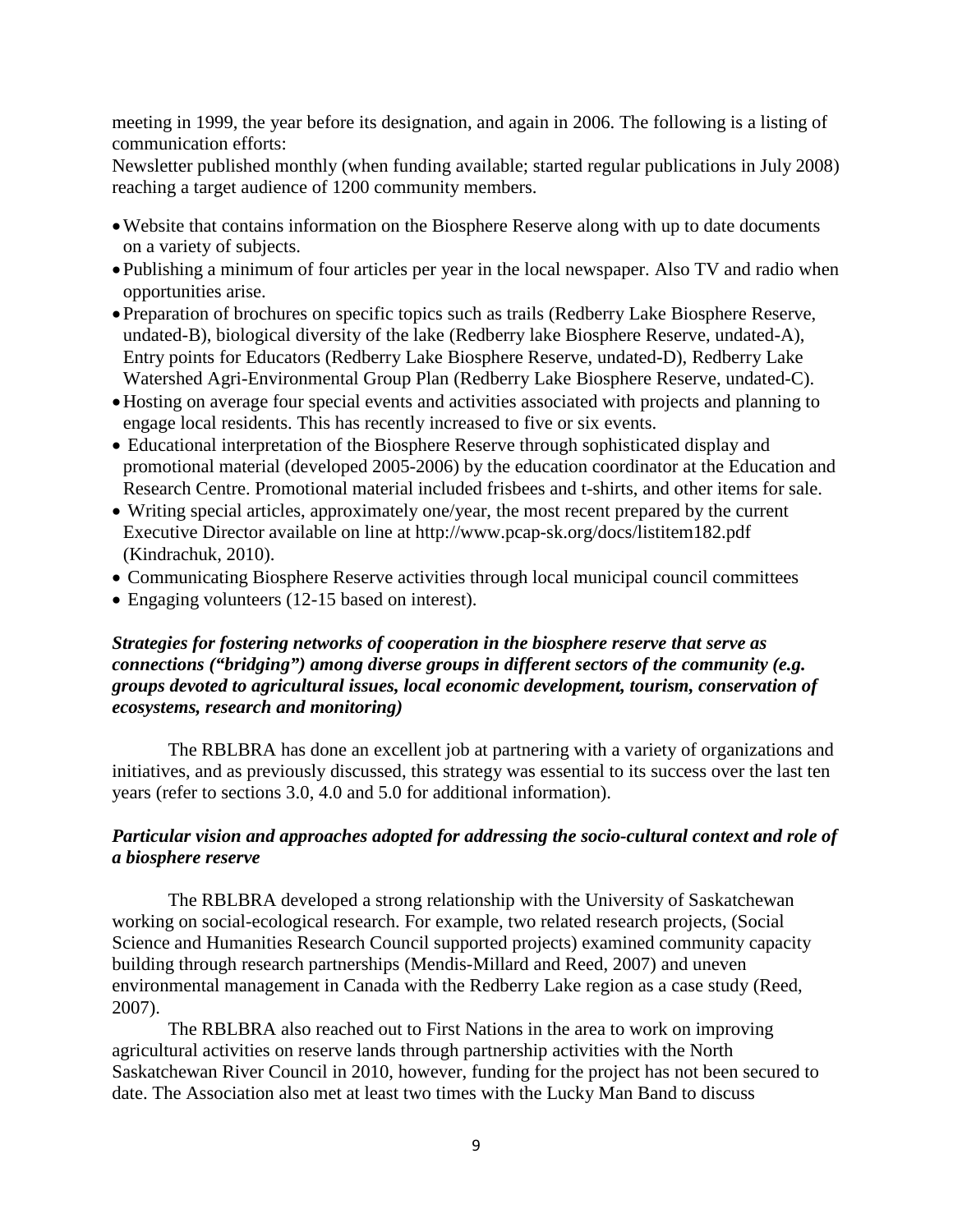meeting in 1999, the year before its designation, and again in 2006. The following is a listing of communication efforts:

Newsletter published monthly (when funding available; started regular publications in July 2008) reaching a target audience of 1200 community members.

- Website that contains information on the Biosphere Reserve along with up to date documents on a variety of subjects.
- Publishing a minimum of four articles per year in the local newspaper. Also TV and radio when opportunities arise.
- Preparation of brochures on specific topics such as trails (Redberry Lake Biosphere Reserve, undated-B), biological diversity of the lake (Redberry lake Biosphere Reserve, undated-A), Entry points for Educators (Redberry Lake Biosphere Reserve, undated-D), Redberry Lake Watershed Agri-Environmental Group Plan (Redberry Lake Biosphere Reserve, undated-C).
- Hosting on average four special events and activities associated with projects and planning to engage local residents. This has recently increased to five or six events.
- Educational interpretation of the Biosphere Reserve through sophisticated display and promotional material (developed 2005-2006) by the education coordinator at the Education and Research Centre. Promotional material included frisbees and t-shirts, and other items for sale.
- Writing special articles, approximately one/year, the most recent prepared by the current Executive Director available on line at http://www.pcap-sk.org/docs/listitem182.pdf (Kindrachuk, 2010).
- Communicating Biosphere Reserve activities through local municipal council committees
- Engaging volunteers (12-15 based on interest).

***Strategies for fostering networks of cooperation in the biosphere reserve that serve as connections ("bridging") among diverse groups in different sectors of the community (e.g. groups devoted to agricultural issues, local economic development, tourism, conservation of ecosystems, research and monitoring)***

The RBLBRA has done an excellent job at partnering with a variety of organizations and initiatives, and as previously discussed, this strategy was essential to its success over the last ten years (refer to sections 3.0, 4.0 and 5.0 for additional information).

***Particular vision and approaches adopted for addressing the socio-cultural context and role of a biosphere reserve***

The RBLBRA developed a strong relationship with the University of Saskatchewan working on social-ecological research. For example, two related research projects, (Social Science and Humanities Research Council supported projects) examined community capacity building through research partnerships (Mendis-Millard and Reed, 2007) and uneven environmental management in Canada with the Redberry Lake region as a case study (Reed, 2007).

The RBLBRA also reached out to First Nations in the area to work on improving agricultural activities on reserve lands through partnership activities with the North Saskatchewan River Council in 2010, however, funding for the project has not been secured to date. The Association also met at least two times with the Lucky Man Band to discuss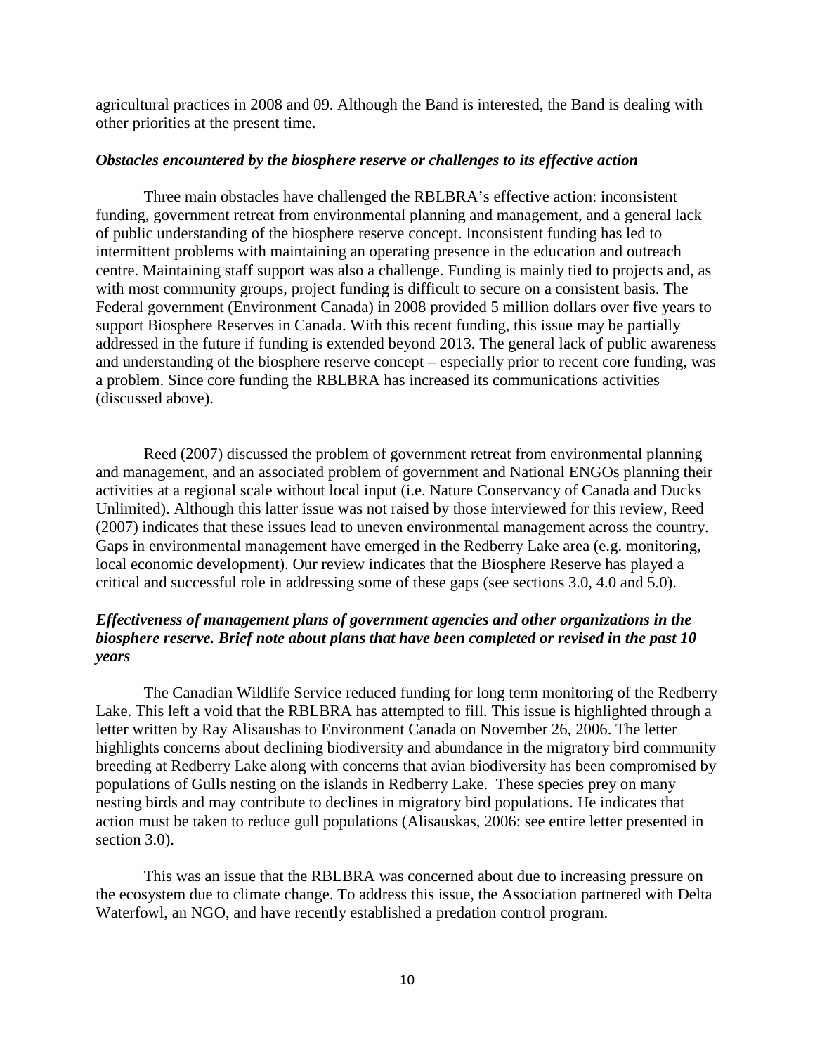agricultural practices in 2008 and 09. Although the Band is interested, the Band is dealing with other priorities at the present time.

### *Obstacles encountered by the biosphere reserve or challenges to its effective action*

Three main obstacles have challenged the RBLBRA's effective action: inconsistent funding, government retreat from environmental planning and management, and a general lack of public understanding of the biosphere reserve concept. Inconsistent funding has led to intermittent problems with maintaining an operating presence in the education and outreach centre. Maintaining staff support was also a challenge. Funding is mainly tied to projects and, as with most community groups, project funding is difficult to secure on a consistent basis. The Federal government (Environment Canada) in 2008 provided 5 million dollars over five years to support Biosphere Reserves in Canada. With this recent funding, this issue may be partially addressed in the future if funding is extended beyond 2013. The general lack of public awareness and understanding of the biosphere reserve concept – especially prior to recent core funding, was a problem. Since core funding the RBLBRA has increased its communications activities (discussed above).

Reed (2007) discussed the problem of government retreat from environmental planning and management, and an associated problem of government and National ENGOs planning their activities at a regional scale without local input (i.e. Nature Conservancy of Canada and Ducks Unlimited). Although this latter issue was not raised by those interviewed for this review, Reed (2007) indicates that these issues lead to uneven environmental management across the country. Gaps in environmental management have emerged in the Redberry Lake area (e.g. monitoring, local economic development). Our review indicates that the Biosphere Reserve has played a critical and successful role in addressing some of these gaps (see sections 3.0, 4.0 and 5.0).

### *Effectiveness of management plans of government agencies and other organizations in the biosphere reserve. Brief note about plans that have been completed or revised in the past 10 years*

The Canadian Wildlife Service reduced funding for long term monitoring of the Redberry Lake. This left a void that the RBLBRA has attempted to fill. This issue is highlighted through a letter written by Ray Alisaushas to Environment Canada on November 26, 2006. The letter highlights concerns about declining biodiversity and abundance in the migratory bird community breeding at Redberry Lake along with concerns that avian biodiversity has been compromised by populations of Gulls nesting on the islands in Redberry Lake. These species prey on many nesting birds and may contribute to declines in migratory bird populations. He indicates that action must be taken to reduce gull populations (Alisauskas, 2006: see entire letter presented in section 3.0).

This was an issue that the RBLBRA was concerned about due to increasing pressure on the ecosystem due to climate change. To address this issue, the Association partnered with Delta Waterfowl, an NGO, and have recently established a predation control program.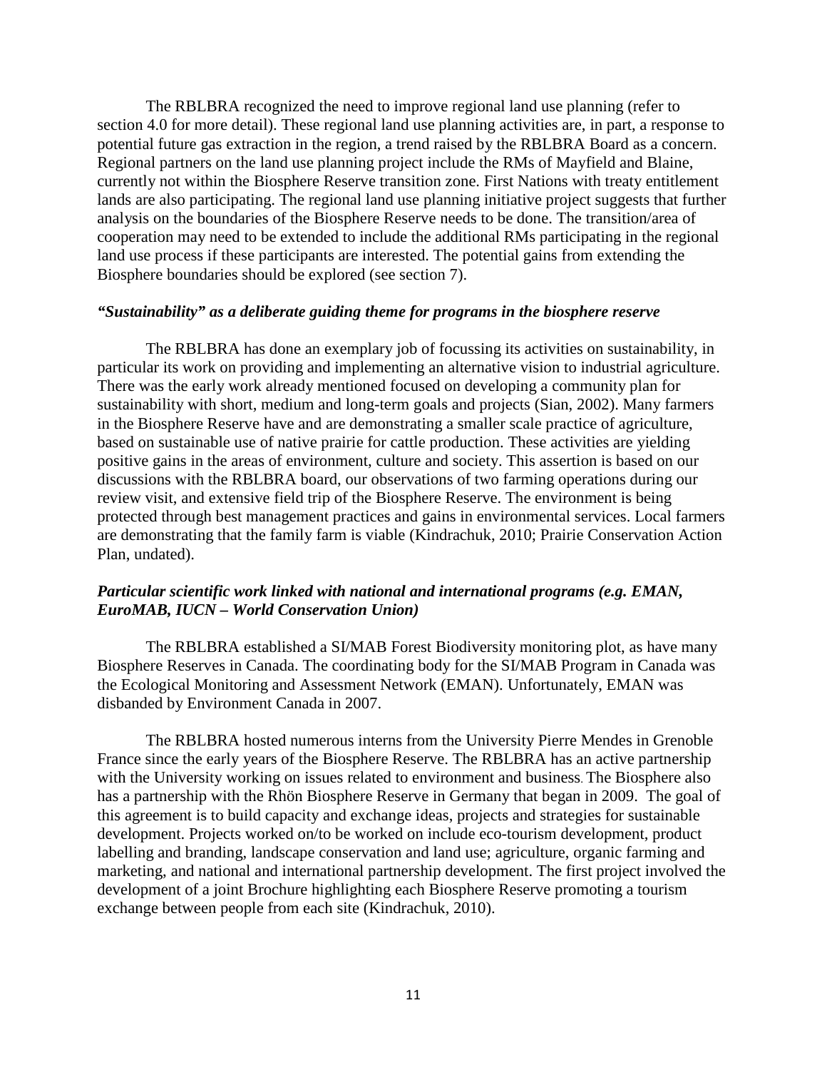The RBLBRA recognized the need to improve regional land use planning (refer to section 4.0 for more detail). These regional land use planning activities are, in part, a response to potential future gas extraction in the region, a trend raised by the RBLBRA Board as a concern. Regional partners on the land use planning project include the RMs of Mayfield and Blaine, currently not within the Biosphere Reserve transition zone. First Nations with treaty entitlement lands are also participating. The regional land use planning initiative project suggests that further analysis on the boundaries of the Biosphere Reserve needs to be done. The transition/area of cooperation may need to be extended to include the additional RMs participating in the regional land use process if these participants are interested. The potential gains from extending the Biosphere boundaries should be explored (see section 7).

***"Sustainability" as a deliberate guiding theme for programs in the biosphere reserve***

The RBLBRA has done an exemplary job of focussing its activities on sustainability, in particular its work on providing and implementing an alternative vision to industrial agriculture. There was the early work already mentioned focused on developing a community plan for sustainability with short, medium and long-term goals and projects (Sian, 2002). Many farmers in the Biosphere Reserve have and are demonstrating a smaller scale practice of agriculture, based on sustainable use of native prairie for cattle production. These activities are yielding positive gains in the areas of environment, culture and society. This assertion is based on our discussions with the RBLBRA board, our observations of two farming operations during our review visit, and extensive field trip of the Biosphere Reserve. The environment is being protected through best management practices and gains in environmental services. Local farmers are demonstrating that the family farm is viable (Kindrachuk, 2010; Prairie Conservation Action Plan, undated).

***Particular scientific work linked with national and international programs (e.g. EMAN, EuroMAB, IUCN – World Conservation Union)***

The RBLBRA established a SI/MAB Forest Biodiversity monitoring plot, as have many Biosphere Reserves in Canada. The coordinating body for the SI/MAB Program in Canada was the Ecological Monitoring and Assessment Network (EMAN). Unfortunately, EMAN was disbanded by Environment Canada in 2007.

The RBLBRA hosted numerous interns from the University Pierre Mendes in Grenoble France since the early years of the Biosphere Reserve. The RBLBRA has an active partnership with the University working on issues related to environment and business. The Biosphere also has a partnership with the Rhön Biosphere Reserve in Germany that began in 2009. The goal of this agreement is to build capacity and exchange ideas, projects and strategies for sustainable development. Projects worked on/to be worked on include eco-tourism development, product labelling and branding, landscape conservation and land use; agriculture, organic farming and marketing, and national and international partnership development. The first project involved the development of a joint Brochure highlighting each Biosphere Reserve promoting a tourism exchange between people from each site (Kindrachuk, 2010).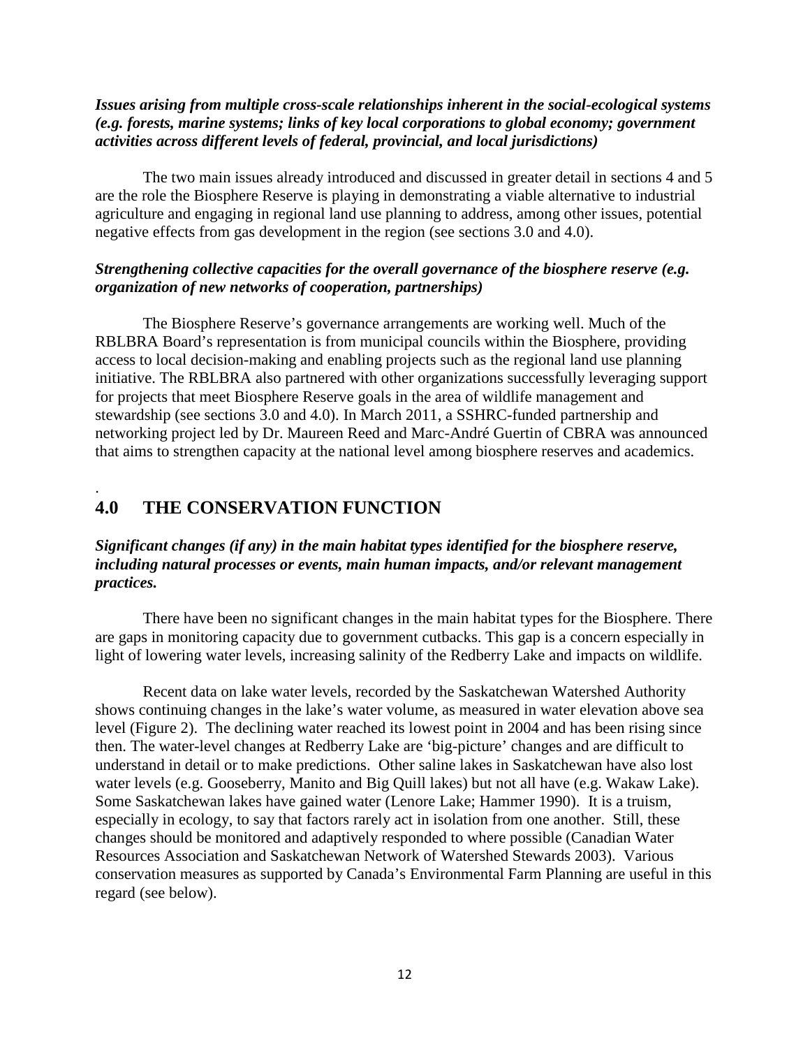***Issues arising from multiple cross-scale relationships inherent in the social-ecological systems (e.g. forests, marine systems; links of key local corporations to global economy; government activities across different levels of federal, provincial, and local jurisdictions)***

The two main issues already introduced and discussed in greater detail in sections 4 and 5 are the role the Biosphere Reserve is playing in demonstrating a viable alternative to industrial agriculture and engaging in regional land use planning to address, among other issues, potential negative effects from gas development in the region (see sections 3.0 and 4.0).

***Strengthening collective capacities for the overall governance of the biosphere reserve (e.g. organization of new networks of cooperation, partnerships)***

The Biosphere Reserve's governance arrangements are working well. Much of the RBLBRA Board's representation is from municipal councils within the Biosphere, providing access to local decision-making and enabling projects such as the regional land use planning initiative. The RBLBRA also partnered with other organizations successfully leveraging support for projects that meet Biosphere Reserve goals in the area of wildlife management and stewardship (see sections 3.0 and 4.0). In March 2011, a SSHRC-funded partnership and networking project led by Dr. Maureen Reed and Marc-André Guertin of CBRA was announced that aims to strengthen capacity at the national level among biosphere reserves and academics.

## 4.0 THE CONSERVATION FUNCTION

***Significant changes (if any) in the main habitat types identified for the biosphere reserve, including natural processes or events, main human impacts, and/or relevant management practices.***

There have been no significant changes in the main habitat types for the Biosphere. There are gaps in monitoring capacity due to government cutbacks. This gap is a concern especially in light of lowering water levels, increasing salinity of the Redberry Lake and impacts on wildlife.

Recent data on lake water levels, recorded by the Saskatchewan Watershed Authority shows continuing changes in the lake's water volume, as measured in water elevation above sea level (Figure 2). The declining water reached its lowest point in 2004 and has been rising since then. The water-level changes at Redberry Lake are 'big-picture' changes and are difficult to understand in detail or to make predictions. Other saline lakes in Saskatchewan have also lost water levels (e.g. Gooseberry, Manito and Big Quill lakes) but not all have (e.g. Wakaw Lake). Some Saskatchewan lakes have gained water (Lenore Lake; Hammer 1990). It is a truism, especially in ecology, to say that factors rarely act in isolation from one another. Still, these changes should be monitored and adaptively responded to where possible (Canadian Water Resources Association and Saskatchewan Network of Watershed Stewards 2003). Various conservation measures as supported by Canada's Environmental Farm Planning are useful in this regard (see below).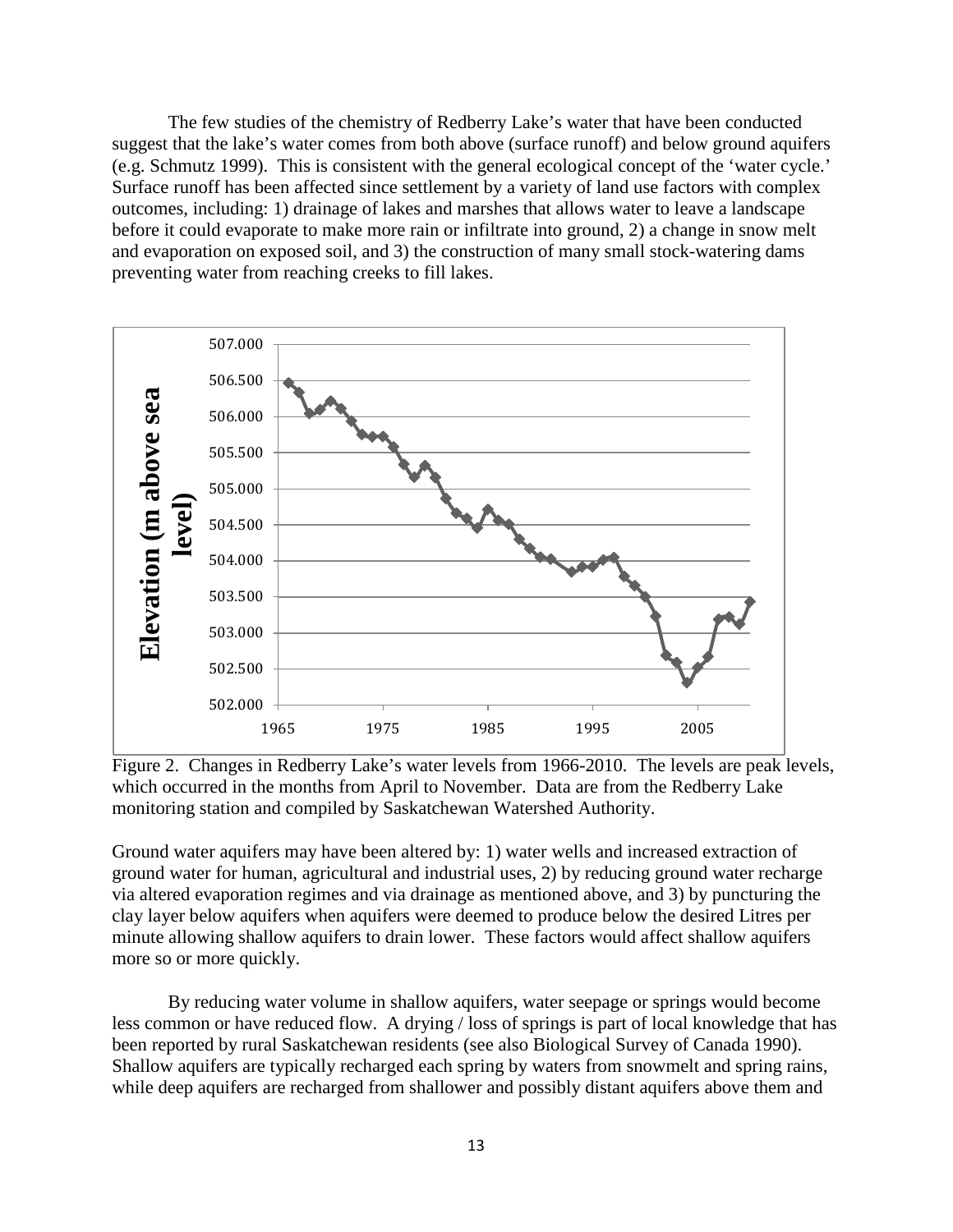The few studies of the chemistry of Redberry Lake's water that have been conducted suggest that the lake's water comes from both above (surface runoff) and below ground aquifers (e.g. Schmutz 1999). This is consistent with the general ecological concept of the 'water cycle.' Surface runoff has been affected since settlement by a variety of land use factors with complex outcomes, including: 1) drainage of lakes and marshes that allows water to leave a landscape before it could evaporate to make more rain or infiltrate into ground, 2) a change in snow melt and evaporation on exposed soil, and 3) the construction of many small stock-watering dams preventing water from reaching creeks to fill lakes.

Figure 2. Changes in Redberry Lake's water levels from 1966-2010. The levels are peak levels, which occurred in the months from April to November. Data are from the Redberry Lake monitoring station and compiled by Saskatchewan Watershed Authority.

Ground water aquifers may have been altered by: 1) water wells and increased extraction of ground water for human, agricultural and industrial uses, 2) by reducing ground water recharge via altered evaporation regimes and via drainage as mentioned above, and 3) by puncturing the clay layer below aquifers when aquifers were deemed to produce below the desired Litres per minute allowing shallow aquifers to drain lower. These factors would affect shallow aquifers more so or more quickly.

By reducing water volume in shallow aquifers, water seepage or springs would become less common or have reduced flow. A drying / loss of springs is part of local knowledge that has been reported by rural Saskatchewan residents (see also Biological Survey of Canada 1990). Shallow aquifers are typically recharged each spring by waters from snowmelt and spring rains, while deep aquifers are recharged from shallower and possibly distant aquifers above them and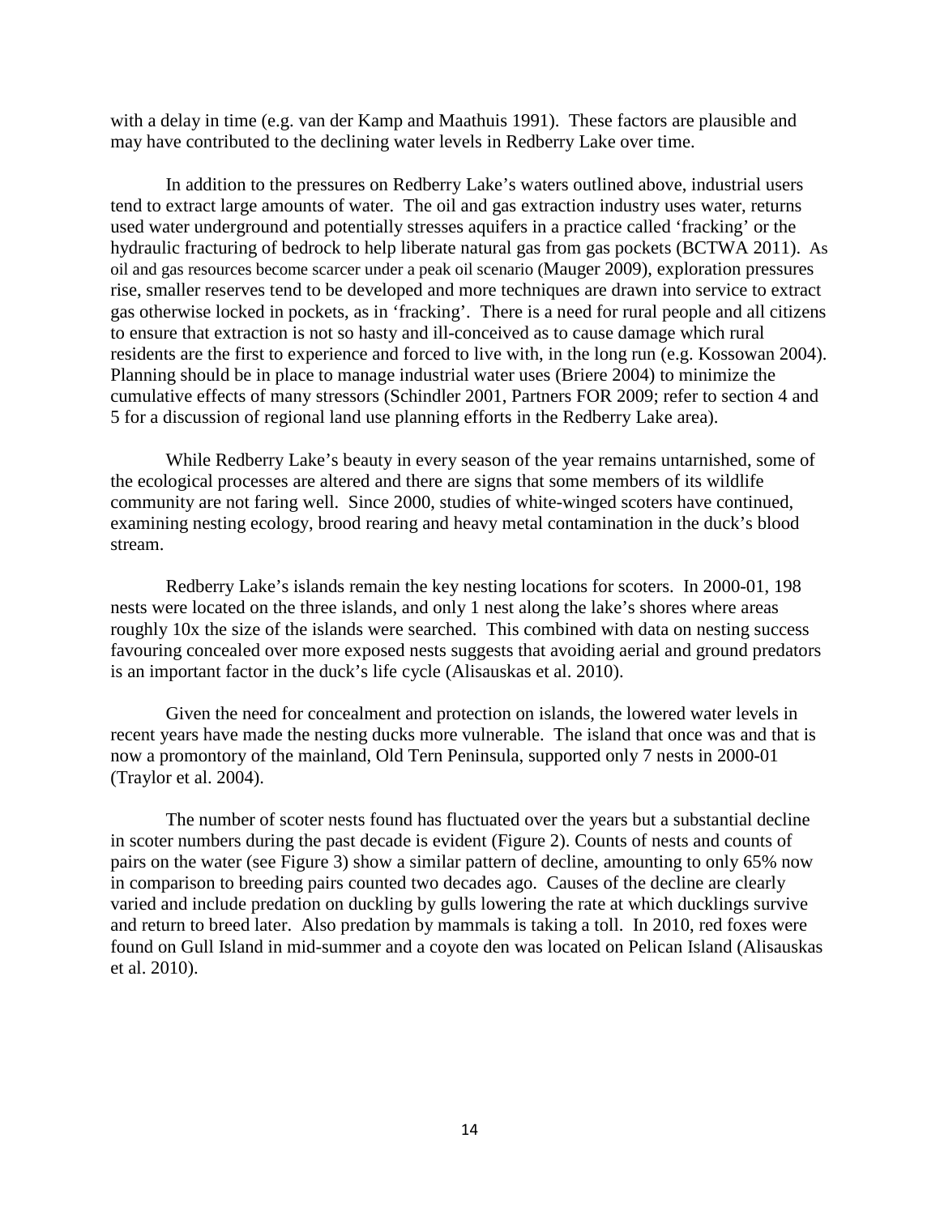with a delay in time (e.g. van der Kamp and Maathuis 1991). These factors are plausible and may have contributed to the declining water levels in Redberry Lake over time.

In addition to the pressures on Redberry Lake's waters outlined above, industrial users tend to extract large amounts of water. The oil and gas extraction industry uses water, returns used water underground and potentially stresses aquifers in a practice called 'fracking' or the hydraulic fracturing of bedrock to help liberate natural gas from gas pockets (BCTWA 2011). As oil and gas resources become scarcer under a peak oil scenario (Mauger 2009), exploration pressures rise, smaller reserves tend to be developed and more techniques are drawn into service to extract gas otherwise locked in pockets, as in 'fracking'. There is a need for rural people and all citizens to ensure that extraction is not so hasty and ill-conceived as to cause damage which rural residents are the first to experience and forced to live with, in the long run (e.g. Kossowan 2004). Planning should be in place to manage industrial water uses (Briere 2004) to minimize the cumulative effects of many stressors (Schindler 2001, Partners FOR 2009; refer to section 4 and 5 for a discussion of regional land use planning efforts in the Redberry Lake area).

While Redberry Lake's beauty in every season of the year remains untarnished, some of the ecological processes are altered and there are signs that some members of its wildlife community are not faring well. Since 2000, studies of white-winged scoters have continued, examining nesting ecology, brood rearing and heavy metal contamination in the duck's blood stream.

Redberry Lake's islands remain the key nesting locations for scoters. In 2000-01, 198 nests were located on the three islands, and only 1 nest along the lake's shores where areas roughly 10x the size of the islands were searched. This combined with data on nesting success favouring concealed over more exposed nests suggests that avoiding aerial and ground predators is an important factor in the duck's life cycle (Alisauskas et al. 2010).

Given the need for concealment and protection on islands, the lowered water levels in recent years have made the nesting ducks more vulnerable. The island that once was and that is now a promontory of the mainland, Old Tern Peninsula, supported only 7 nests in 2000-01 (Traylor et al. 2004).

The number of scoter nests found has fluctuated over the years but a substantial decline in scoter numbers during the past decade is evident (Figure 2). Counts of nests and counts of pairs on the water (see Figure 3) show a similar pattern of decline, amounting to only 65% now in comparison to breeding pairs counted two decades ago. Causes of the decline are clearly varied and include predation on duckling by gulls lowering the rate at which ducklings survive and return to breed later. Also predation by mammals is taking a toll. In 2010, red foxes were found on Gull Island in mid-summer and a coyote den was located on Pelican Island (Alisauskas et al. 2010).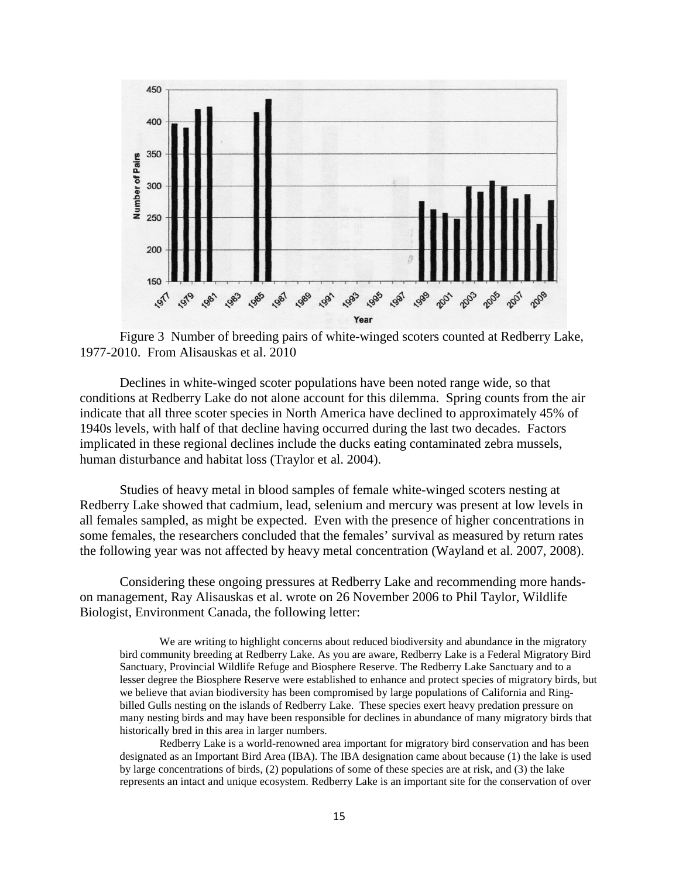Figure 3 Number of breeding pairs of white-winged scoters counted at Redberry Lake, 1977-2010. From Alisauskas et al. 2010

Declines in white-winged scoter populations have been noted range wide, so that conditions at Redberry Lake do not alone account for this dilemma. Spring counts from the air indicate that all three scoter species in North America have declined to approximately 45% of 1940s levels, with half of that decline having occurred during the last two decades. Factors implicated in these regional declines include the ducks eating contaminated zebra mussels, human disturbance and habitat loss (Traylor et al. 2004).

Studies of heavy metal in blood samples of female white-winged scoters nesting at Redberry Lake showed that cadmium, lead, selenium and mercury was present at low levels in all females sampled, as might be expected. Even with the presence of higher concentrations in some females, the researchers concluded that the females' survival as measured by return rates the following year was not affected by heavy metal concentration (Wayland et al. 2007, 2008).

Considering these ongoing pressures at Redberry Lake and recommending more hands-on management, Ray Alisauskas et al. wrote on 26 November 2006 to Phil Taylor, Wildlife Biologist, Environment Canada, the following letter:

> We are writing to highlight concerns about reduced biodiversity and abundance in the migratory bird community breeding at Redberry Lake. As you are aware, Redberry Lake is a Federal Migratory Bird Sanctuary, Provincial Wildlife Refuge and Biosphere Reserve. The Redberry Lake Sanctuary and to a lesser degree the Biosphere Reserve were established to enhance and protect species of migratory birds, but we believe that avian biodiversity has been compromised by large populations of California and Ring-billed Gulls nesting on the islands of Redberry Lake. These species exert heavy predation pressure on many nesting birds and may have been responsible for declines in abundance of many migratory birds that historically bred in this area in larger numbers.
>
> Redberry Lake is a world-renowned area important for migratory bird conservation and has been designated as an Important Bird Area (IBA). The IBA designation came about because (1) the lake is used by large concentrations of birds, (2) populations of some of these species are at risk, and (3) the lake represents an intact and unique ecosystem. Redberry Lake is an important site for the conservation of over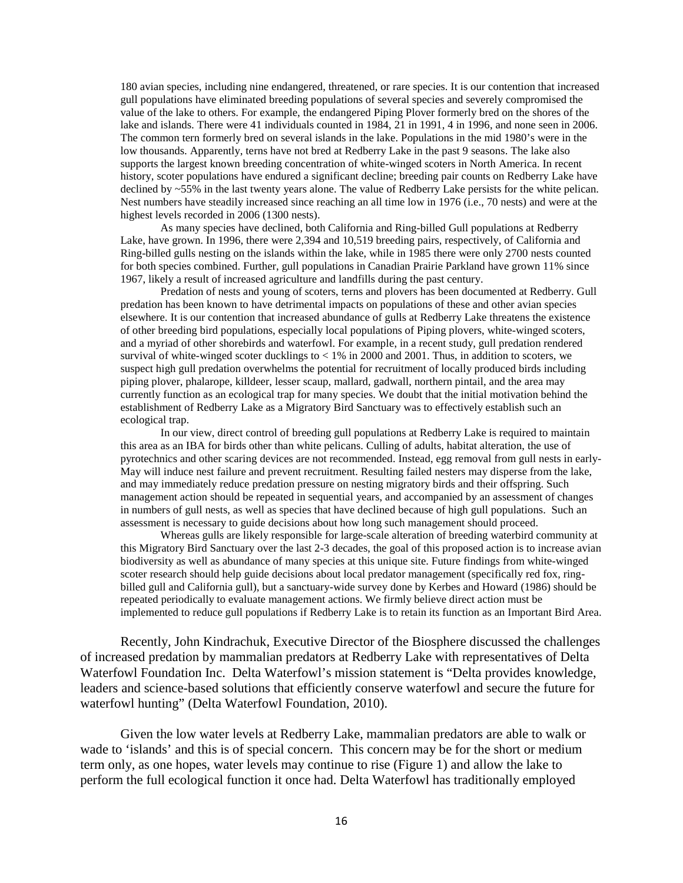180 avian species, including nine endangered, threatened, or rare species. It is our contention that increased gull populations have eliminated breeding populations of several species and severely compromised the value of the lake to others. For example, the endangered Piping Plover formerly bred on the shores of the lake and islands. There were 41 individuals counted in 1984, 21 in 1991, 4 in 1996, and none seen in 2006. The common tern formerly bred on several islands in the lake. Populations in the mid 1980's were in the low thousands. Apparently, terns have not bred at Redberry Lake in the past 9 seasons. The lake also supports the largest known breeding concentration of white-winged scoters in North America. In recent history, scoter populations have endured a significant decline; breeding pair counts on Redberry Lake have declined by ~55% in the last twenty years alone. The value of Redberry Lake persists for the white pelican. Nest numbers have steadily increased since reaching an all time low in 1976 (i.e., 70 nests) and were at the highest levels recorded in 2006 (1300 nests).

As many species have declined, both California and Ring-billed Gull populations at Redberry Lake, have grown. In 1996, there were 2,394 and 10,519 breeding pairs, respectively, of California and Ring-billed gulls nesting on the islands within the lake, while in 1985 there were only 2700 nests counted for both species combined. Further, gull populations in Canadian Prairie Parkland have grown 11% since 1967, likely a result of increased agriculture and landfills during the past century.

Predation of nests and young of scoters, terns and plovers has been documented at Redberry. Gull predation has been known to have detrimental impacts on populations of these and other avian species elsewhere. It is our contention that increased abundance of gulls at Redberry Lake threatens the existence of other breeding bird populations, especially local populations of Piping plovers, white-winged scoters, and a myriad of other shorebirds and waterfowl. For example, in a recent study, gull predation rendered survival of white-winged scoter ducklings to < 1% in 2000 and 2001. Thus, in addition to scoters, we suspect high gull predation overwhelms the potential for recruitment of locally produced birds including piping plover, phalarope, killdeer, lesser scaup, mallard, gadwall, northern pintail, and the area may currently function as an ecological trap for many species. We doubt that the initial motivation behind the establishment of Redberry Lake as a Migratory Bird Sanctuary was to effectively establish such an ecological trap.

In our view, direct control of breeding gull populations at Redberry Lake is required to maintain this area as an IBA for birds other than white pelicans. Culling of adults, habitat alteration, the use of pyrotechnics and other scaring devices are not recommended. Instead, egg removal from gull nests in early-May will induce nest failure and prevent recruitment. Resulting failed nesters may disperse from the lake, and may immediately reduce predation pressure on nesting migratory birds and their offspring. Such management action should be repeated in sequential years, and accompanied by an assessment of changes in numbers of gull nests, as well as species that have declined because of high gull populations. Such an assessment is necessary to guide decisions about how long such management should proceed.

Whereas gulls are likely responsible for large-scale alteration of breeding waterbird community at this Migratory Bird Sanctuary over the last 2-3 decades, the goal of this proposed action is to increase avian biodiversity as well as abundance of many species at this unique site. Future findings from white-winged scoter research should help guide decisions about local predator management (specifically red fox, ring-billed gull and California gull), but a sanctuary-wide survey done by Kerbes and Howard (1986) should be repeated periodically to evaluate management actions. We firmly believe direct action must be implemented to reduce gull populations if Redberry Lake is to retain its function as an Important Bird Area.

Recently, John Kindrachuk, Executive Director of the Biosphere discussed the challenges of increased predation by mammalian predators at Redberry Lake with representatives of Delta Waterfowl Foundation Inc. Delta Waterfowl's mission statement is "Delta provides knowledge, leaders and science-based solutions that efficiently conserve waterfowl and secure the future for waterfowl hunting" (Delta Waterfowl Foundation, 2010).

Given the low water levels at Redberry Lake, mammalian predators are able to walk or wade to 'islands' and this is of special concern. This concern may be for the short or medium term only, as one hopes, water levels may continue to rise (Figure 1) and allow the lake to perform the full ecological function it once had. Delta Waterfowl has traditionally employed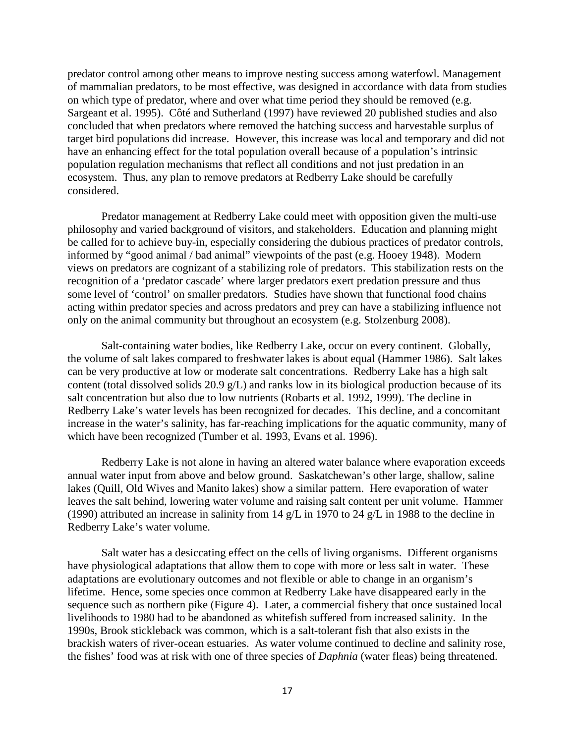predator control among other means to improve nesting success among waterfowl. Management of mammalian predators, to be most effective, was designed in accordance with data from studies on which type of predator, where and over what time period they should be removed (e.g. Sargeant et al. 1995). Côté and Sutherland (1997) have reviewed 20 published studies and also concluded that when predators where removed the hatching success and harvestable surplus of target bird populations did increase. However, this increase was local and temporary and did not have an enhancing effect for the total population overall because of a population's intrinsic population regulation mechanisms that reflect all conditions and not just predation in an ecosystem. Thus, any plan to remove predators at Redberry Lake should be carefully considered.

Predator management at Redberry Lake could meet with opposition given the multi-use philosophy and varied background of visitors, and stakeholders. Education and planning might be called for to achieve buy-in, especially considering the dubious practices of predator controls, informed by "good animal / bad animal" viewpoints of the past (e.g. Hooey 1948). Modern views on predators are cognizant of a stabilizing role of predators. This stabilization rests on the recognition of a 'predator cascade' where larger predators exert predation pressure and thus some level of 'control' on smaller predators. Studies have shown that functional food chains acting within predator species and across predators and prey can have a stabilizing influence not only on the animal community but throughout an ecosystem (e.g. Stolzenburg 2008).

Salt-containing water bodies, like Redberry Lake, occur on every continent. Globally, the volume of salt lakes compared to freshwater lakes is about equal (Hammer 1986). Salt lakes can be very productive at low or moderate salt concentrations. Redberry Lake has a high salt content (total dissolved solids 20.9 g/L) and ranks low in its biological production because of its salt concentration but also due to low nutrients (Robarts et al. 1992, 1999). The decline in Redberry Lake's water levels has been recognized for decades. This decline, and a concomitant increase in the water's salinity, has far-reaching implications for the aquatic community, many of which have been recognized (Tumber et al. 1993, Evans et al. 1996).

Redberry Lake is not alone in having an altered water balance where evaporation exceeds annual water input from above and below ground. Saskatchewan's other large, shallow, saline lakes (Quill, Old Wives and Manito lakes) show a similar pattern. Here evaporation of water leaves the salt behind, lowering water volume and raising salt content per unit volume. Hammer (1990) attributed an increase in salinity from 14 g/L in 1970 to 24 g/L in 1988 to the decline in Redberry Lake's water volume.

Salt water has a desiccating effect on the cells of living organisms. Different organisms have physiological adaptations that allow them to cope with more or less salt in water. These adaptations are evolutionary outcomes and not flexible or able to change in an organism's lifetime. Hence, some species once common at Redberry Lake have disappeared early in the sequence such as northern pike (Figure 4). Later, a commercial fishery that once sustained local livelihoods to 1980 had to be abandoned as whitefish suffered from increased salinity. In the 1990s, Brook stickleback was common, which is a salt-tolerant fish that also exists in the brackish waters of river-ocean estuaries. As water volume continued to decline and salinity rose, the fishes' food was at risk with one of three species of *Daphnia* (water fleas) being threatened.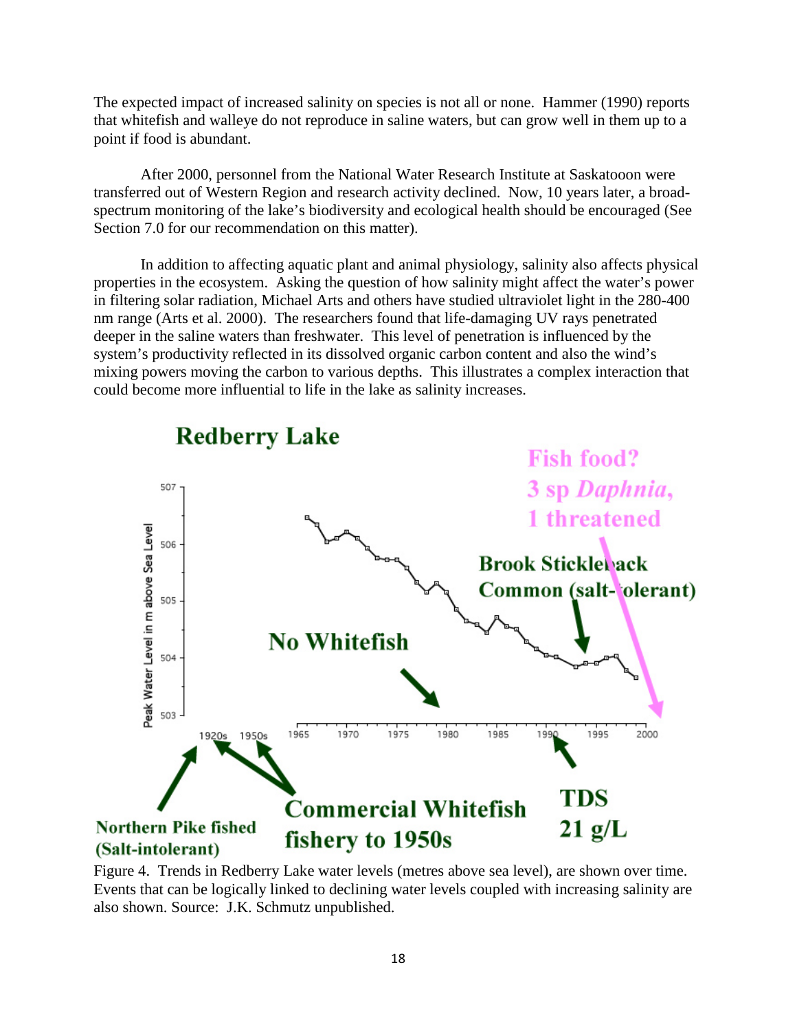The expected impact of increased salinity on species is not all or none. Hammer (1990) reports that whitefish and walleye do not reproduce in saline waters, but can grow well in them up to a point if food is abundant.

After 2000, personnel from the National Water Research Institute at Saskatooon were transferred out of Western Region and research activity declined. Now, 10 years later, a broad-spectrum monitoring of the lake's biodiversity and ecological health should be encouraged (See Section 7.0 for our recommendation on this matter).

In addition to affecting aquatic plant and animal physiology, salinity also affects physical properties in the ecosystem. Asking the question of how salinity might affect the water's power in filtering solar radiation, Michael Arts and others have studied ultraviolet light in the 280-400 nm range (Arts et al. 2000). The researchers found that life-damaging UV rays penetrated deeper in the saline waters than freshwater. This level of penetration is influenced by the system's productivity reflected in its dissolved organic carbon content and also the wind's mixing powers moving the carbon to various depths. This illustrates a complex interaction that could become more influential to life in the lake as salinity increases.

**Redberry Lake**

Fish food? 3 sp *Daphnia*, 1 threatened

Brook Stickleback Common (salt-tolerant)

No Whitefish

Peak Water Level in m above Sea Level

TDS 21 g/L

Northern Pike fished (Salt-intolerant)

Commercial Whitefish fishery to 1950s

Figure 4. Trends in Redberry Lake water levels (metres above sea level), are shown over time. Events that can be logically linked to declining water levels coupled with increasing salinity are also shown. Source: J.K. Schmutz unpublished.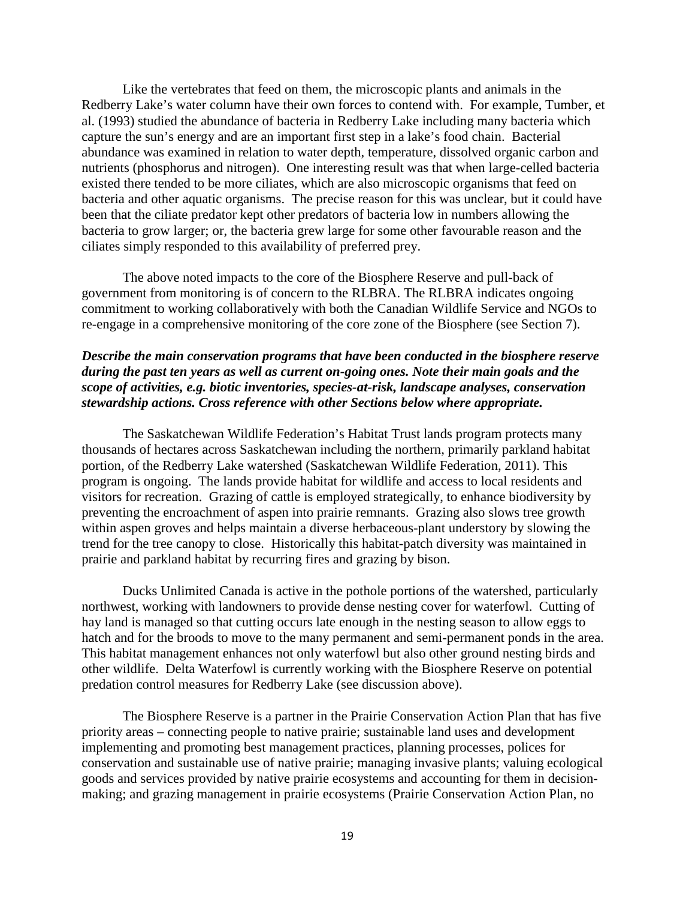Like the vertebrates that feed on them, the microscopic plants and animals in the Redberry Lake's water column have their own forces to contend with. For example, Tumber, et al. (1993) studied the abundance of bacteria in Redberry Lake including many bacteria which capture the sun's energy and are an important first step in a lake's food chain. Bacterial abundance was examined in relation to water depth, temperature, dissolved organic carbon and nutrients (phosphorus and nitrogen). One interesting result was that when large-celled bacteria existed there tended to be more ciliates, which are also microscopic organisms that feed on bacteria and other aquatic organisms. The precise reason for this was unclear, but it could have been that the ciliate predator kept other predators of bacteria low in numbers allowing the bacteria to grow larger; or, the bacteria grew large for some other favourable reason and the ciliates simply responded to this availability of preferred prey.

The above noted impacts to the core of the Biosphere Reserve and pull-back of government from monitoring is of concern to the RLBRA. The RLBRA indicates ongoing commitment to working collaboratively with both the Canadian Wildlife Service and NGOs to re-engage in a comprehensive monitoring of the core zone of the Biosphere (see Section 7).

***Describe the main conservation programs that have been conducted in the biosphere reserve during the past ten years as well as current on-going ones. Note their main goals and the scope of activities, e.g. biotic inventories, species-at-risk, landscape analyses, conservation stewardship actions. Cross reference with other Sections below where appropriate.***

The Saskatchewan Wildlife Federation's Habitat Trust lands program protects many thousands of hectares across Saskatchewan including the northern, primarily parkland habitat portion, of the Redberry Lake watershed (Saskatchewan Wildlife Federation, 2011). This program is ongoing. The lands provide habitat for wildlife and access to local residents and visitors for recreation. Grazing of cattle is employed strategically, to enhance biodiversity by preventing the encroachment of aspen into prairie remnants. Grazing also slows tree growth within aspen groves and helps maintain a diverse herbaceous-plant understory by slowing the trend for the tree canopy to close. Historically this habitat-patch diversity was maintained in prairie and parkland habitat by recurring fires and grazing by bison.

Ducks Unlimited Canada is active in the pothole portions of the watershed, particularly northwest, working with landowners to provide dense nesting cover for waterfowl. Cutting of hay land is managed so that cutting occurs late enough in the nesting season to allow eggs to hatch and for the broods to move to the many permanent and semi-permanent ponds in the area. This habitat management enhances not only waterfowl but also other ground nesting birds and other wildlife. Delta Waterfowl is currently working with the Biosphere Reserve on potential predation control measures for Redberry Lake (see discussion above).

The Biosphere Reserve is a partner in the Prairie Conservation Action Plan that has five priority areas – connecting people to native prairie; sustainable land uses and development implementing and promoting best management practices, planning processes, polices for conservation and sustainable use of native prairie; managing invasive plants; valuing ecological goods and services provided by native prairie ecosystems and accounting for them in decision-making; and grazing management in prairie ecosystems (Prairie Conservation Action Plan, no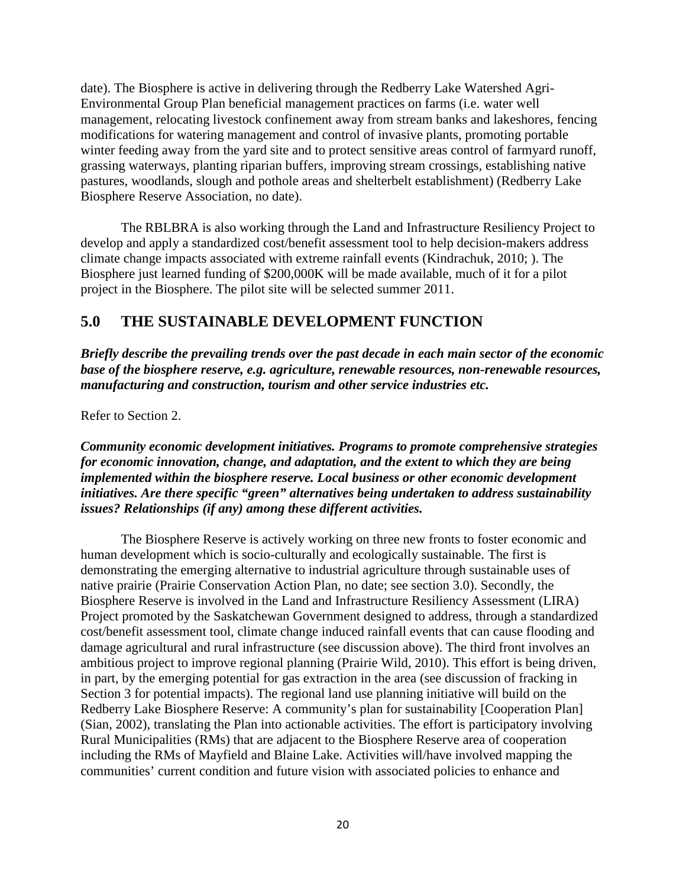date). The Biosphere is active in delivering through the Redberry Lake Watershed Agri-Environmental Group Plan beneficial management practices on farms (i.e. water well management, relocating livestock confinement away from stream banks and lakeshores, fencing modifications for watering management and control of invasive plants, promoting portable winter feeding away from the yard site and to protect sensitive areas control of farmyard runoff, grassing waterways, planting riparian buffers, improving stream crossings, establishing native pastures, woodlands, slough and pothole areas and shelterbelt establishment) (Redberry Lake Biosphere Reserve Association, no date).

The RBLBRA is also working through the Land and Infrastructure Resiliency Project to develop and apply a standardized cost/benefit assessment tool to help decision-makers address climate change impacts associated with extreme rainfall events (Kindrachuk, 2010; ). The Biosphere just learned funding of $200,000K will be made available, much of it for a pilot project in the Biosphere. The pilot site will be selected summer 2011.

## 5.0 THE SUSTAINABLE DEVELOPMENT FUNCTION

***Briefly describe the prevailing trends over the past decade in each main sector of the economic base of the biosphere reserve, e.g. agriculture, renewable resources, non-renewable resources, manufacturing and construction, tourism and other service industries etc.***

Refer to Section 2.

***Community economic development initiatives. Programs to promote comprehensive strategies for economic innovation, change, and adaptation, and the extent to which they are being implemented within the biosphere reserve. Local business or other economic development initiatives. Are there specific "green" alternatives being undertaken to address sustainability issues? Relationships (if any) among these different activities.***

The Biosphere Reserve is actively working on three new fronts to foster economic and human development which is socio-culturally and ecologically sustainable. The first is demonstrating the emerging alternative to industrial agriculture through sustainable uses of native prairie (Prairie Conservation Action Plan, no date; see section 3.0). Secondly, the Biosphere Reserve is involved in the Land and Infrastructure Resiliency Assessment (LIRA) Project promoted by the Saskatchewan Government designed to address, through a standardized cost/benefit assessment tool, climate change induced rainfall events that can cause flooding and damage agricultural and rural infrastructure (see discussion above). The third front involves an ambitious project to improve regional planning (Prairie Wild, 2010). This effort is being driven, in part, by the emerging potential for gas extraction in the area (see discussion of fracking in Section 3 for potential impacts). The regional land use planning initiative will build on the Redberry Lake Biosphere Reserve: A community's plan for sustainability [Cooperation Plan] (Sian, 2002), translating the Plan into actionable activities. The effort is participatory involving Rural Municipalities (RMs) that are adjacent to the Biosphere Reserve area of cooperation including the RMs of Mayfield and Blaine Lake. Activities will/have involved mapping the communities' current condition and future vision with associated policies to enhance and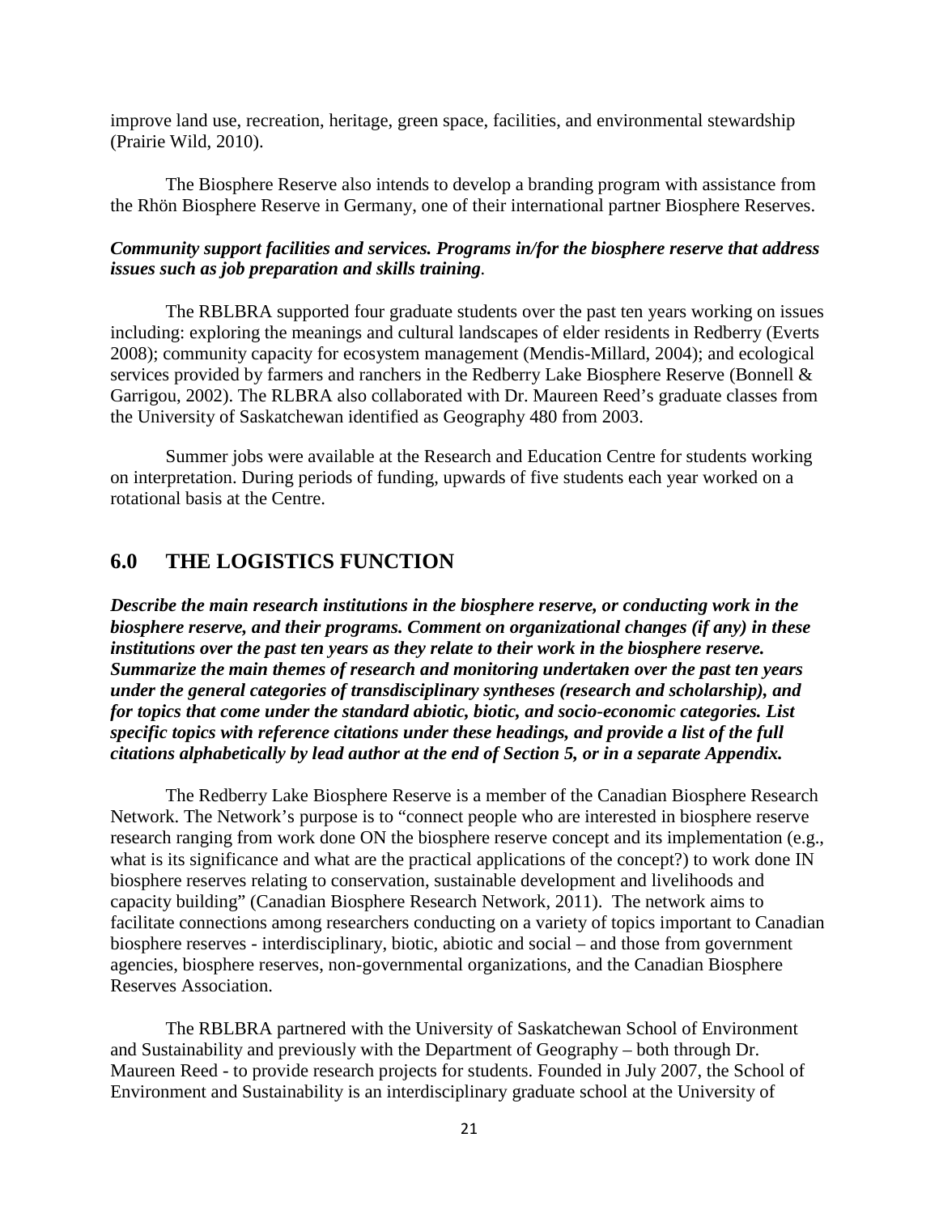improve land use, recreation, heritage, green space, facilities, and environmental stewardship (Prairie Wild, 2010).

The Biosphere Reserve also intends to develop a branding program with assistance from the Rhön Biosphere Reserve in Germany, one of their international partner Biosphere Reserves.

***Community support facilities and services. Programs in/for the biosphere reserve that address issues such as job preparation and skills training*.**

The RBLBRA supported four graduate students over the past ten years working on issues including: exploring the meanings and cultural landscapes of elder residents in Redberry (Everts 2008); community capacity for ecosystem management (Mendis-Millard, 2004); and ecological services provided by farmers and ranchers in the Redberry Lake Biosphere Reserve (Bonnell & Garrigou, 2002). The RLBRA also collaborated with Dr. Maureen Reed's graduate classes from the University of Saskatchewan identified as Geography 480 from 2003.

Summer jobs were available at the Research and Education Centre for students working on interpretation. During periods of funding, upwards of five students each year worked on a rotational basis at the Centre.

## 6.0 THE LOGISTICS FUNCTION

***Describe the main research institutions in the biosphere reserve, or conducting work in the biosphere reserve, and their programs. Comment on organizational changes (if any) in these institutions over the past ten years as they relate to their work in the biosphere reserve. Summarize the main themes of research and monitoring undertaken over the past ten years under the general categories of transdisciplinary syntheses (research and scholarship), and for topics that come under the standard abiotic, biotic, and socio-economic categories. List specific topics with reference citations under these headings, and provide a list of the full citations alphabetically by lead author at the end of Section 5, or in a separate Appendix.***

The Redberry Lake Biosphere Reserve is a member of the Canadian Biosphere Research Network. The Network's purpose is to "connect people who are interested in biosphere reserve research ranging from work done ON the biosphere reserve concept and its implementation (e.g., what is its significance and what are the practical applications of the concept?) to work done IN biosphere reserves relating to conservation, sustainable development and livelihoods and capacity building" (Canadian Biosphere Research Network, 2011). The network aims to facilitate connections among researchers conducting on a variety of topics important to Canadian biosphere reserves - interdisciplinary, biotic, abiotic and social – and those from government agencies, biosphere reserves, non-governmental organizations, and the Canadian Biosphere Reserves Association.

The RBLBRA partnered with the University of Saskatchewan School of Environment and Sustainability and previously with the Department of Geography – both through Dr. Maureen Reed - to provide research projects for students. Founded in July 2007, the School of Environment and Sustainability is an interdisciplinary graduate school at the University of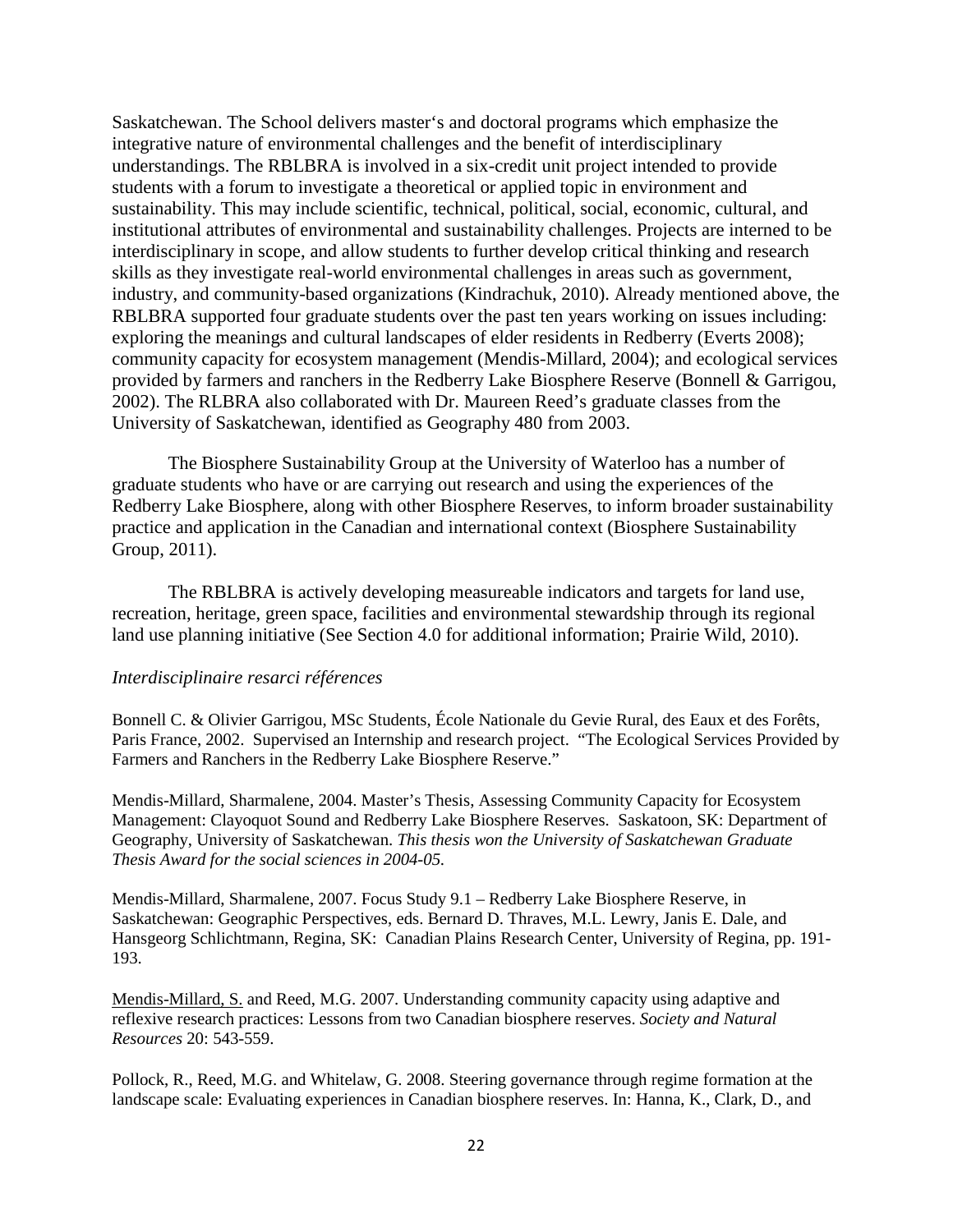Saskatchewan. The School delivers master's and doctoral programs which emphasize the integrative nature of environmental challenges and the benefit of interdisciplinary understandings. The RBLBRA is involved in a six-credit unit project intended to provide students with a forum to investigate a theoretical or applied topic in environment and sustainability. This may include scientific, technical, political, social, economic, cultural, and institutional attributes of environmental and sustainability challenges. Projects are interned to be interdisciplinary in scope, and allow students to further develop critical thinking and research skills as they investigate real-world environmental challenges in areas such as government, industry, and community-based organizations (Kindrachuk, 2010). Already mentioned above, the RBLBRA supported four graduate students over the past ten years working on issues including: exploring the meanings and cultural landscapes of elder residents in Redberry (Everts 2008); community capacity for ecosystem management (Mendis-Millard, 2004); and ecological services provided by farmers and ranchers in the Redberry Lake Biosphere Reserve (Bonnell & Garrigou, 2002). The RLBRA also collaborated with Dr. Maureen Reed's graduate classes from the University of Saskatchewan, identified as Geography 480 from 2003.

The Biosphere Sustainability Group at the University of Waterloo has a number of graduate students who have or are carrying out research and using the experiences of the Redberry Lake Biosphere, along with other Biosphere Reserves, to inform broader sustainability practice and application in the Canadian and international context (Biosphere Sustainability Group, 2011).

The RBLBRA is actively developing measureable indicators and targets for land use, recreation, heritage, green space, facilities and environmental stewardship through its regional land use planning initiative (See Section 4.0 for additional information; Prairie Wild, 2010).

*Interdisciplinaire resarci références*

Bonnell C. & Olivier Garrigou, MSc Students, École Nationale du Gevie Rural, des Eaux et des Forêts, Paris France, 2002. Supervised an Internship and research project. "The Ecological Services Provided by Farmers and Ranchers in the Redberry Lake Biosphere Reserve."

Mendis-Millard, Sharmalene, 2004. Master's Thesis, Assessing Community Capacity for Ecosystem Management: Clayoquot Sound and Redberry Lake Biosphere Reserves. Saskatoon, SK: Department of Geography, University of Saskatchewan. *This thesis won the University of Saskatchewan Graduate Thesis Award for the social sciences in 2004-05.*

Mendis-Millard, Sharmalene, 2007. Focus Study 9.1 – Redberry Lake Biosphere Reserve, in Saskatchewan: Geographic Perspectives, eds. Bernard D. Thraves, M.L. Lewry, Janis E. Dale, and Hansgeorg Schlichtmann, Regina, SK: Canadian Plains Research Center, University of Regina, pp. 191-193.

Mendis-Millard, S. and Reed, M.G. 2007. Understanding community capacity using adaptive and reflexive research practices: Lessons from two Canadian biosphere reserves. *Society and Natural Resources* 20: 543-559.

Pollock, R., Reed, M.G. and Whitelaw, G. 2008. Steering governance through regime formation at the landscape scale: Evaluating experiences in Canadian biosphere reserves. In: Hanna, K., Clark, D., and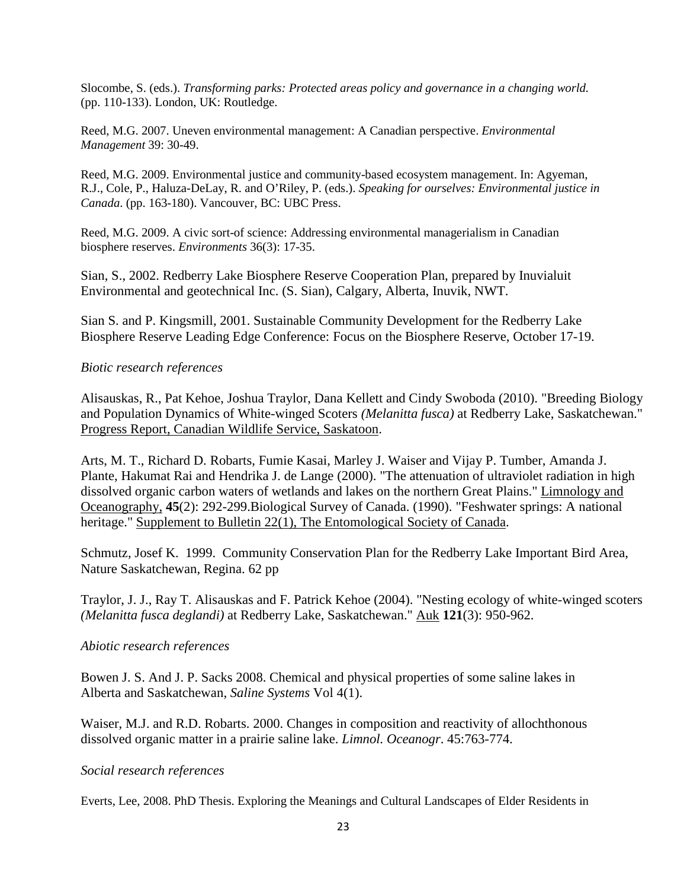Slocombe, S. (eds.). *Transforming parks: Protected areas policy and governance in a changing world.* (pp. 110-133). London, UK: Routledge.

Reed, M.G. 2007. Uneven environmental management: A Canadian perspective. *Environmental Management* 39: 30-49.

Reed, M.G. 2009. Environmental justice and community-based ecosystem management. In: Agyeman, R.J., Cole, P., Haluza-DeLay, R. and O'Riley, P. (eds.). *Speaking for ourselves: Environmental justice in Canada*. (pp. 163-180). Vancouver, BC: UBC Press.

Reed, M.G. 2009. A civic sort-of science: Addressing environmental managerialism in Canadian biosphere reserves. *Environments* 36(3): 17-35.

Sian, S., 2002. Redberry Lake Biosphere Reserve Cooperation Plan, prepared by Inuvialuit Environmental and geotechnical Inc. (S. Sian), Calgary, Alberta, Inuvik, NWT.

Sian S. and P. Kingsmill, 2001. Sustainable Community Development for the Redberry Lake Biosphere Reserve Leading Edge Conference: Focus on the Biosphere Reserve, October 17-19.

*Biotic research references*

Alisauskas, R., Pat Kehoe, Joshua Traylor, Dana Kellett and Cindy Swoboda (2010). "Breeding Biology and Population Dynamics of White-winged Scoters *(Melanitta fusca)* at Redberry Lake, Saskatchewan." Progress Report, Canadian Wildlife Service, Saskatoon.

Arts, M. T., Richard D. Robarts, Fumie Kasai, Marley J. Waiser and Vijay P. Tumber, Amanda J. Plante, Hakumat Rai and Hendrika J. de Lange (2000). "The attenuation of ultraviolet radiation in high dissolved organic carbon waters of wetlands and lakes on the northern Great Plains." Limnology and Oceanography, **45**(2): 292-299.Biological Survey of Canada. (1990). "Feshwater springs: A national heritage." Supplement to Bulletin 22(1), The Entomological Society of Canada.

Schmutz, Josef K. 1999. Community Conservation Plan for the Redberry Lake Important Bird Area, Nature Saskatchewan, Regina. 62 pp

Traylor, J. J., Ray T. Alisauskas and F. Patrick Kehoe (2004). "Nesting ecology of white-winged scoters *(Melanitta fusca deglandi)* at Redberry Lake, Saskatchewan." Auk **121**(3): 950-962.

*Abiotic research references*

Bowen J. S. And J. P. Sacks 2008. Chemical and physical properties of some saline lakes in Alberta and Saskatchewan, *Saline Systems* Vol 4(1).

Waiser, M.J. and R.D. Robarts. 2000. Changes in composition and reactivity of allochthonous dissolved organic matter in a prairie saline lake. *Limnol. Oceanogr.* 45:763-774.

*Social research references*

Everts, Lee, 2008. PhD Thesis. Exploring the Meanings and Cultural Landscapes of Elder Residents in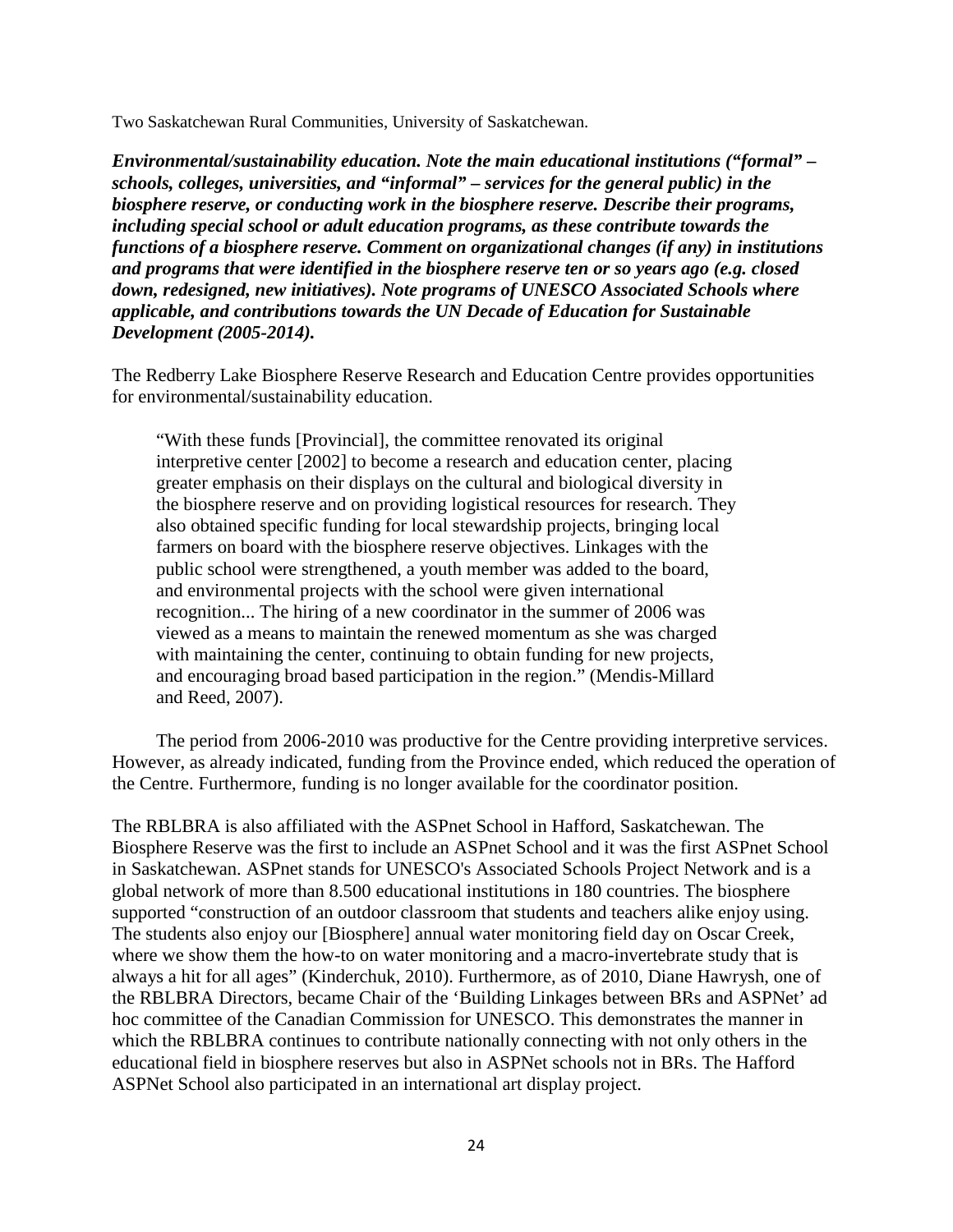Two Saskatchewan Rural Communities, University of Saskatchewan.

***Environmental/sustainability education. Note the main educational institutions ("formal" – schools, colleges, universities, and "informal" – services for the general public) in the biosphere reserve, or conducting work in the biosphere reserve. Describe their programs, including special school or adult education programs, as these contribute towards the functions of a biosphere reserve. Comment on organizational changes (if any) in institutions and programs that were identified in the biosphere reserve ten or so years ago (e.g. closed down, redesigned, new initiatives). Note programs of UNESCO Associated Schools where applicable, and contributions towards the UN Decade of Education for Sustainable Development (2005-2014).***

The Redberry Lake Biosphere Reserve Research and Education Centre provides opportunities for environmental/sustainability education.

> "With these funds [Provincial], the committee renovated its original interpretive center [2002] to become a research and education center, placing greater emphasis on their displays on the cultural and biological diversity in the biosphere reserve and on providing logistical resources for research. They also obtained specific funding for local stewardship projects, bringing local farmers on board with the biosphere reserve objectives. Linkages with the public school were strengthened, a youth member was added to the board, and environmental projects with the school were given international recognition... The hiring of a new coordinator in the summer of 2006 was viewed as a means to maintain the renewed momentum as she was charged with maintaining the center, continuing to obtain funding for new projects, and encouraging broad based participation in the region." (Mendis-Millard and Reed, 2007).

The period from 2006-2010 was productive for the Centre providing interpretive services. However, as already indicated, funding from the Province ended, which reduced the operation of the Centre. Furthermore, funding is no longer available for the coordinator position.

The RBLBRA is also affiliated with the ASPnet School in Hafford, Saskatchewan. The Biosphere Reserve was the first to include an ASPnet School and it was the first ASPnet School in Saskatchewan. ASPnet stands for UNESCO's Associated Schools Project Network and is a global network of more than 8.500 educational institutions in 180 countries. The biosphere supported "construction of an outdoor classroom that students and teachers alike enjoy using. The students also enjoy our [Biosphere] annual water monitoring field day on Oscar Creek, where we show them the how-to on water monitoring and a macro-invertebrate study that is always a hit for all ages" (Kinderchuk, 2010). Furthermore, as of 2010, Diane Hawrysh, one of the RBLBRA Directors, became Chair of the 'Building Linkages between BRs and ASPNet' ad hoc committee of the Canadian Commission for UNESCO. This demonstrates the manner in which the RBLBRA continues to contribute nationally connecting with not only others in the educational field in biosphere reserves but also in ASPNet schools not in BRs. The Hafford ASPNet School also participated in an international art display project.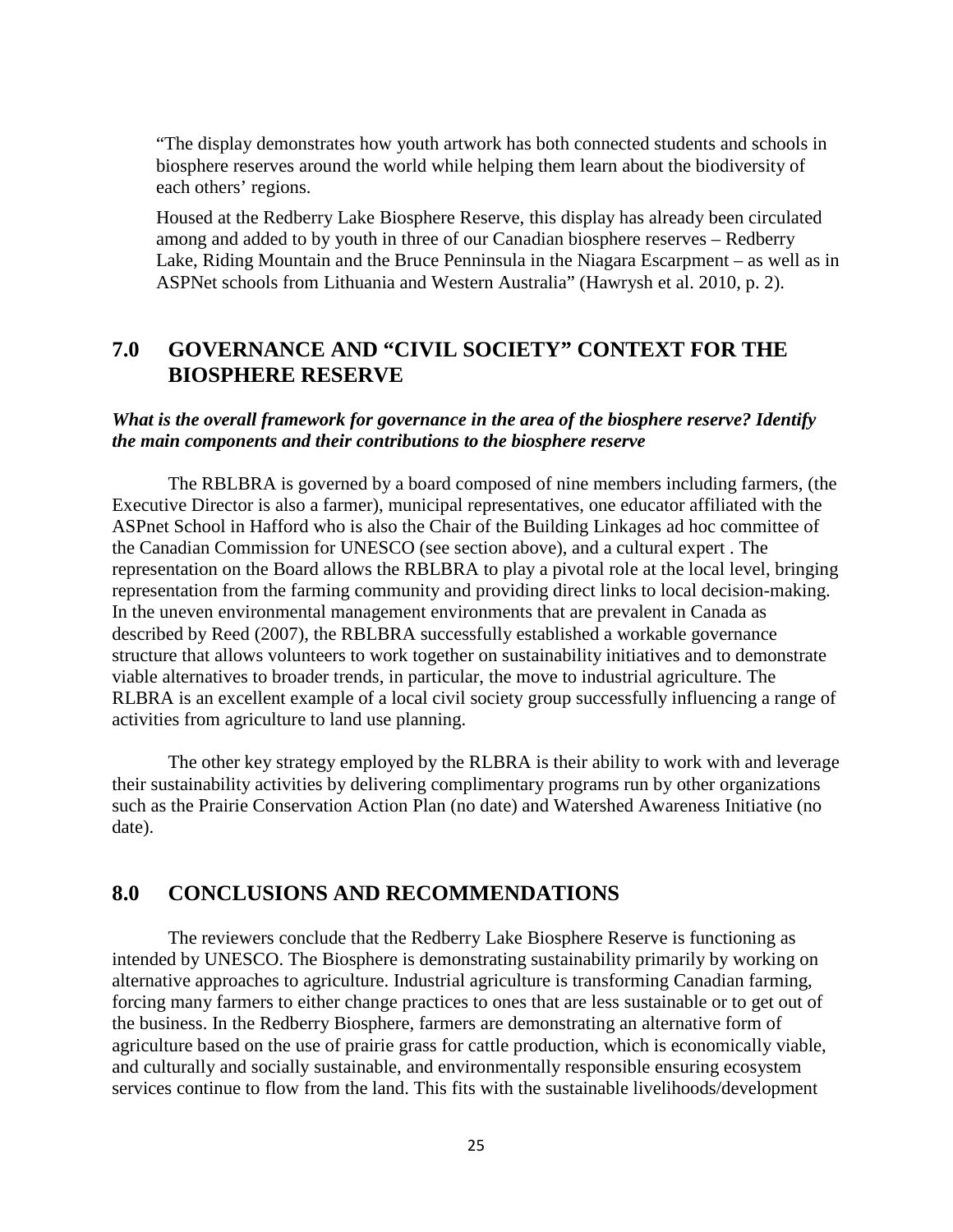"The display demonstrates how youth artwork has both connected students and schools in biosphere reserves around the world while helping them learn about the biodiversity of each others' regions.

Housed at the Redberry Lake Biosphere Reserve, this display has already been circulated among and added to by youth in three of our Canadian biosphere reserves – Redberry Lake, Riding Mountain and the Bruce Penninsula in the Niagara Escarpment – as well as in ASPNet schools from Lithuania and Western Australia" (Hawrysh et al. 2010, p. 2).

## 7.0 GOVERNANCE AND "CIVIL SOCIETY" CONTEXT FOR THE BIOSPHERE RESERVE

***What is the overall framework for governance in the area of the biosphere reserve? Identify the main components and their contributions to the biosphere reserve***

The RBLBRA is governed by a board composed of nine members including farmers, (the Executive Director is also a farmer), municipal representatives, one educator affiliated with the ASPnet School in Hafford who is also the Chair of the Building Linkages ad hoc committee of the Canadian Commission for UNESCO (see section above), and a cultural expert . The representation on the Board allows the RBLBRA to play a pivotal role at the local level, bringing representation from the farming community and providing direct links to local decision-making. In the uneven environmental management environments that are prevalent in Canada as described by Reed (2007), the RBLBRA successfully established a workable governance structure that allows volunteers to work together on sustainability initiatives and to demonstrate viable alternatives to broader trends, in particular, the move to industrial agriculture. The RLBRA is an excellent example of a local civil society group successfully influencing a range of activities from agriculture to land use planning.

The other key strategy employed by the RLBRA is their ability to work with and leverage their sustainability activities by delivering complimentary programs run by other organizations such as the Prairie Conservation Action Plan (no date) and Watershed Awareness Initiative (no date).

## 8.0 CONCLUSIONS AND RECOMMENDATIONS

The reviewers conclude that the Redberry Lake Biosphere Reserve is functioning as intended by UNESCO. The Biosphere is demonstrating sustainability primarily by working on alternative approaches to agriculture. Industrial agriculture is transforming Canadian farming, forcing many farmers to either change practices to ones that are less sustainable or to get out of the business. In the Redberry Biosphere, farmers are demonstrating an alternative form of agriculture based on the use of prairie grass for cattle production, which is economically viable, and culturally and socially sustainable, and environmentally responsible ensuring ecosystem services continue to flow from the land. This fits with the sustainable livelihoods/development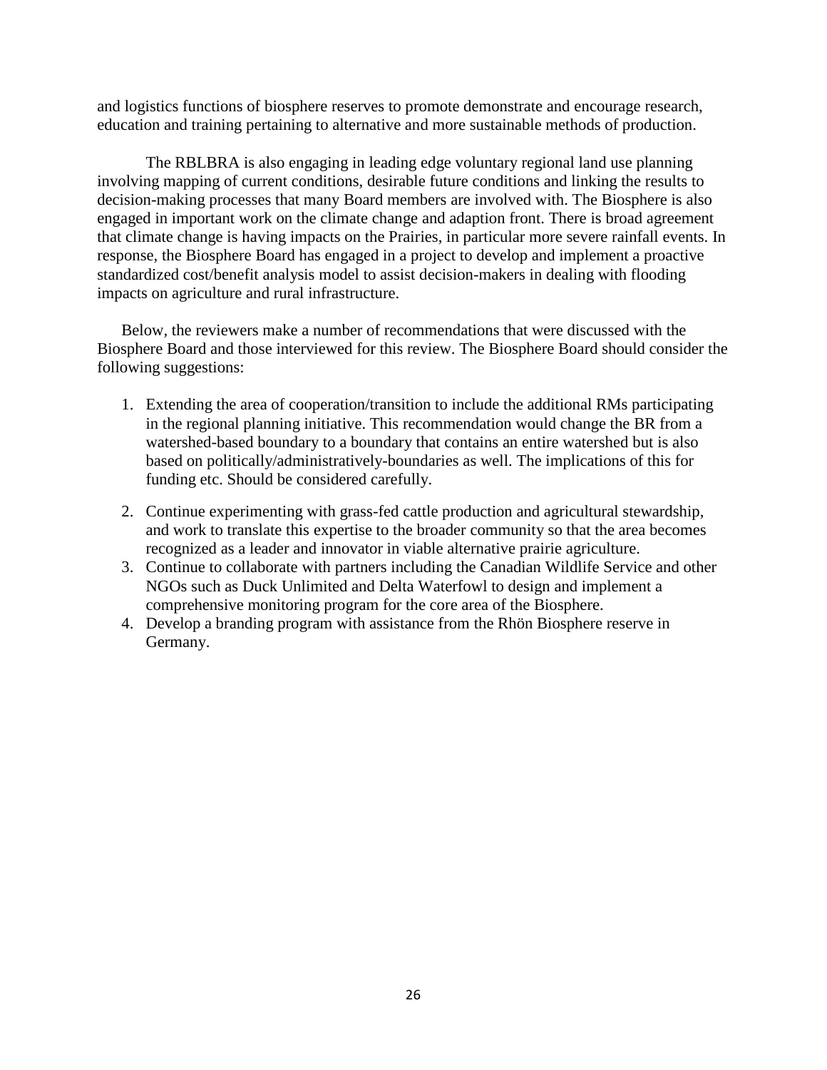and logistics functions of biosphere reserves to promote demonstrate and encourage research, education and training pertaining to alternative and more sustainable methods of production.

The RBLBRA is also engaging in leading edge voluntary regional land use planning involving mapping of current conditions, desirable future conditions and linking the results to decision-making processes that many Board members are involved with. The Biosphere is also engaged in important work on the climate change and adaption front. There is broad agreement that climate change is having impacts on the Prairies, in particular more severe rainfall events. In response, the Biosphere Board has engaged in a project to develop and implement a proactive standardized cost/benefit analysis model to assist decision-makers in dealing with flooding impacts on agriculture and rural infrastructure.

Below, the reviewers make a number of recommendations that were discussed with the Biosphere Board and those interviewed for this review. The Biosphere Board should consider the following suggestions:

1. Extending the area of cooperation/transition to include the additional RMs participating in the regional planning initiative. This recommendation would change the BR from a watershed-based boundary to a boundary that contains an entire watershed but is also based on politically/administratively-boundaries as well. The implications of this for funding etc. Should be considered carefully.

2. Continue experimenting with grass-fed cattle production and agricultural stewardship, and work to translate this expertise to the broader community so that the area becomes recognized as a leader and innovator in viable alternative prairie agriculture.
3. Continue to collaborate with partners including the Canadian Wildlife Service and other NGOs such as Duck Unlimited and Delta Waterfowl to design and implement a comprehensive monitoring program for the core area of the Biosphere.
4. Develop a branding program with assistance from the Rhön Biosphere reserve in Germany.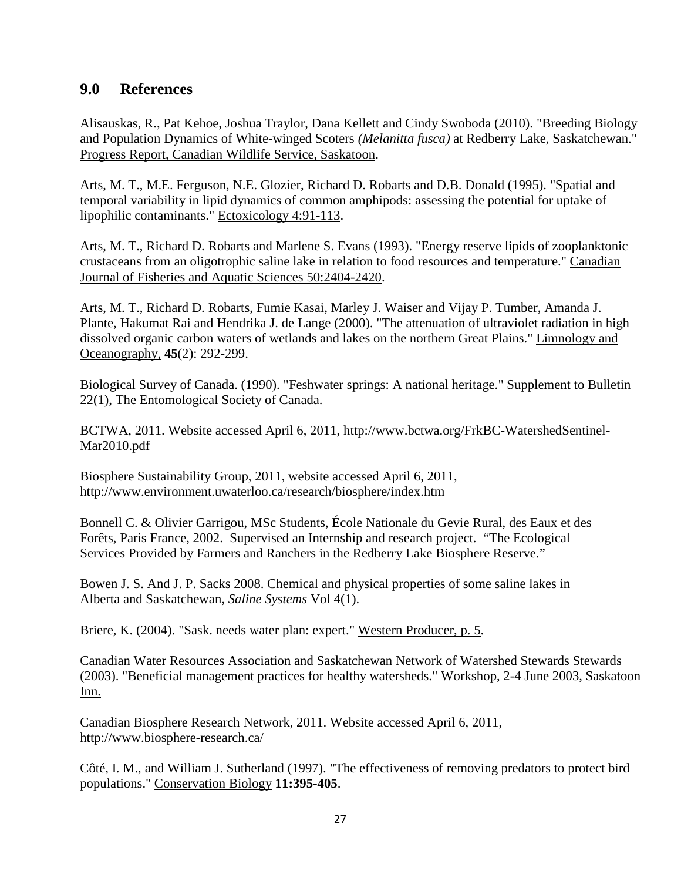## 9.0 References

Alisauskas, R., Pat Kehoe, Joshua Traylor, Dana Kellett and Cindy Swoboda (2010). "Breeding Biology and Population Dynamics of White-winged Scoters *(Melanitta fusca)* at Redberry Lake, Saskatchewan." Progress Report, Canadian Wildlife Service, Saskatoon.

Arts, M. T., M.E. Ferguson, N.E. Glozier, Richard D. Robarts and D.B. Donald (1995). "Spatial and temporal variability in lipid dynamics of common amphipods: assessing the potential for uptake of lipophilic contaminants." Ectoxicology 4:91-113.

Arts, M. T., Richard D. Robarts and Marlene S. Evans (1993). "Energy reserve lipids of zooplanktonic crustaceans from an oligotrophic saline lake in relation to food resources and temperature." Canadian Journal of Fisheries and Aquatic Sciences 50:2404-2420.

Arts, M. T., Richard D. Robarts, Fumie Kasai, Marley J. Waiser and Vijay P. Tumber, Amanda J. Plante, Hakumat Rai and Hendrika J. de Lange (2000). "The attenuation of ultraviolet radiation in high dissolved organic carbon waters of wetlands and lakes on the northern Great Plains." Limnology and Oceanography, **45**(2): 292-299.

Biological Survey of Canada. (1990). "Feshwater springs: A national heritage." Supplement to Bulletin 22(1), The Entomological Society of Canada.

BCTWA, 2011. Website accessed April 6, 2011, http://www.bctwa.org/FrkBC-WatershedSentinel-Mar2010.pdf

Biosphere Sustainability Group, 2011, website accessed April 6, 2011, http://www.environment.uwaterloo.ca/research/biosphere/index.htm

Bonnell C. & Olivier Garrigou, MSc Students, École Nationale du Gevie Rural, des Eaux et des Forêts, Paris France, 2002. Supervised an Internship and research project. "The Ecological Services Provided by Farmers and Ranchers in the Redberry Lake Biosphere Reserve."

Bowen J. S. And J. P. Sacks 2008. Chemical and physical properties of some saline lakes in Alberta and Saskatchewan, *Saline Systems* Vol 4(1).

Briere, K. (2004). "Sask. needs water plan: expert." Western Producer, p. 5.

Canadian Water Resources Association and Saskatchewan Network of Watershed Stewards Stewards (2003). "Beneficial management practices for healthy watersheds." Workshop, 2-4 June 2003, Saskatoon Inn.

Canadian Biosphere Research Network, 2011. Website accessed April 6, 2011, http://www.biosphere-research.ca/

Côté, I. M., and William J. Sutherland (1997). "The effectiveness of removing predators to protect bird populations." Conservation Biology **11:395-405**.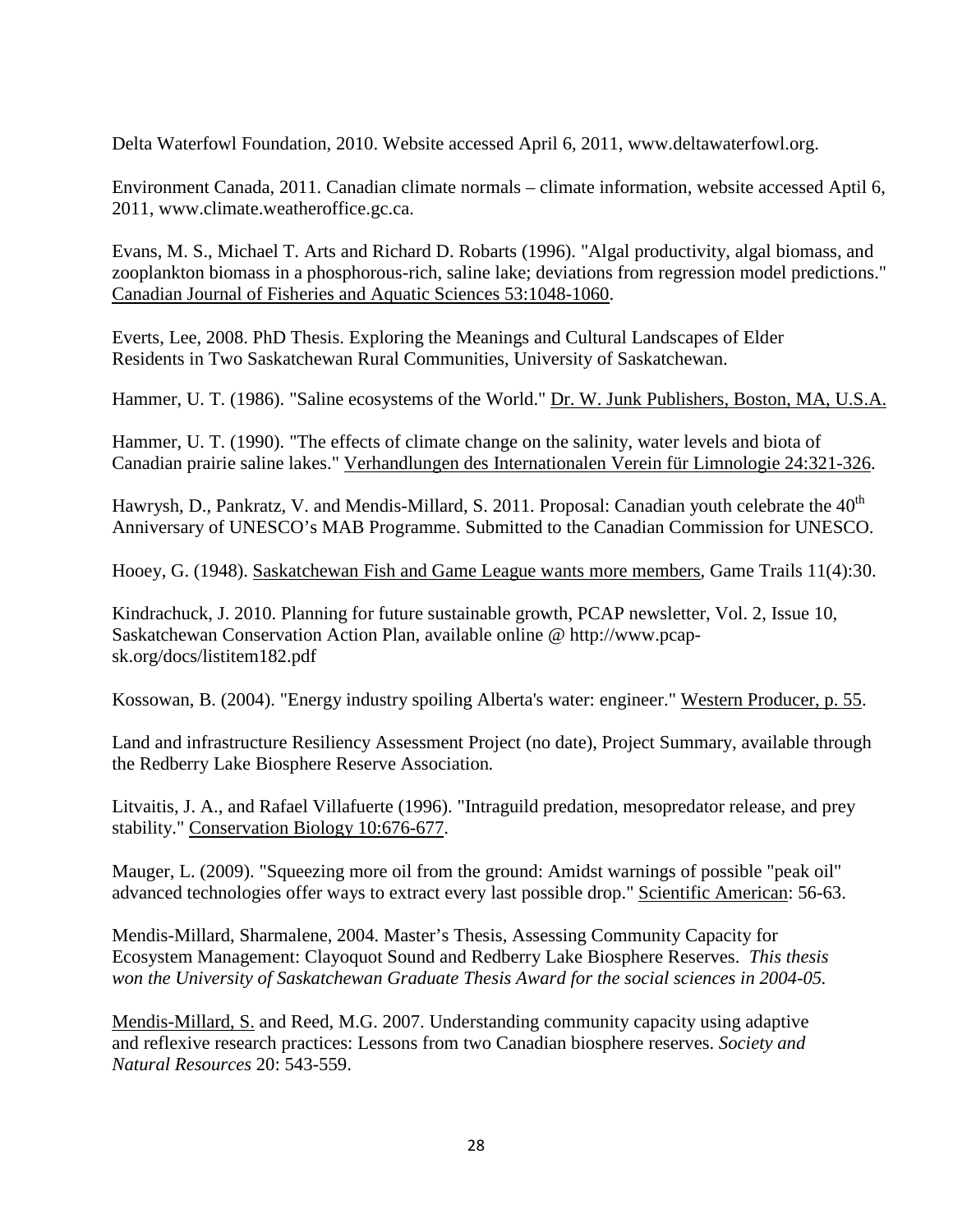Delta Waterfowl Foundation, 2010. Website accessed April 6, 2011, www.deltawaterfowl.org.

Environment Canada, 2011. Canadian climate normals – climate information, website accessed Aptil 6, 2011, www.climate.weatheroffice.gc.ca.

Evans, M. S., Michael T. Arts and Richard D. Robarts (1996). "Algal productivity, algal biomass, and zooplankton biomass in a phosphorous-rich, saline lake; deviations from regression model predictions." Canadian Journal of Fisheries and Aquatic Sciences 53:1048-1060.

Everts, Lee, 2008. PhD Thesis. Exploring the Meanings and Cultural Landscapes of Elder Residents in Two Saskatchewan Rural Communities, University of Saskatchewan.

Hammer, U. T. (1986). "Saline ecosystems of the World." Dr. W. Junk Publishers, Boston, MA, U.S.A.

Hammer, U. T. (1990). "The effects of climate change on the salinity, water levels and biota of Canadian prairie saline lakes." Verhandlungen des Internationalen Verein für Limnologie 24:321-326.

Hawrysh, D., Pankratz, V. and Mendis-Millard, S. 2011. Proposal: Canadian youth celebrate the 40th Anniversary of UNESCO's MAB Programme. Submitted to the Canadian Commission for UNESCO.

Hooey, G. (1948). Saskatchewan Fish and Game League wants more members, Game Trails 11(4):30.

Kindrachuck, J. 2010. Planning for future sustainable growth, PCAP newsletter, Vol. 2, Issue 10, Saskatchewan Conservation Action Plan, available online @ http://www.pcap-sk.org/docs/listitem182.pdf

Kossowan, B. (2004). "Energy industry spoiling Alberta's water: engineer." Western Producer, p. 55.

Land and infrastructure Resiliency Assessment Project (no date), Project Summary, available through the Redberry Lake Biosphere Reserve Association.

Litvaitis, J. A., and Rafael Villafuerte (1996). "Intraguild predation, mesopredator release, and prey stability." Conservation Biology 10:676-677.

Mauger, L. (2009). "Squeezing more oil from the ground: Amidst warnings of possible "peak oil" advanced technologies offer ways to extract every last possible drop." Scientific American: 56-63.

Mendis-Millard, Sharmalene, 2004. Master's Thesis, Assessing Community Capacity for Ecosystem Management: Clayoquot Sound and Redberry Lake Biosphere Reserves. *This thesis won the University of Saskatchewan Graduate Thesis Award for the social sciences in 2004-05.*

Mendis-Millard, S. and Reed, M.G. 2007. Understanding community capacity using adaptive and reflexive research practices: Lessons from two Canadian biosphere reserves. *Society and Natural Resources* 20: 543-559.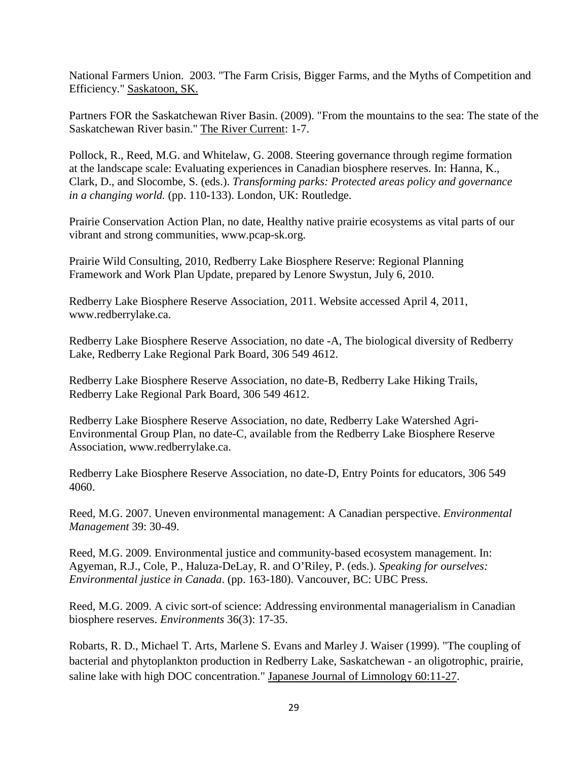National Farmers Union. 2003. "The Farm Crisis, Bigger Farms, and the Myths of Competition and Efficiency." Saskatoon, SK.

Partners FOR the Saskatchewan River Basin. (2009). "From the mountains to the sea: The state of the Saskatchewan River basin." The River Current: 1-7.

Pollock, R., Reed, M.G. and Whitelaw, G. 2008. Steering governance through regime formation at the landscape scale: Evaluating experiences in Canadian biosphere reserves. In: Hanna, K., Clark, D., and Slocombe, S. (eds.). *Transforming parks: Protected areas policy and governance in a changing world.* (pp. 110-133). London, UK: Routledge.

Prairie Conservation Action Plan, no date, Healthy native prairie ecosystems as vital parts of our vibrant and strong communities, www.pcap-sk.org.

Prairie Wild Consulting, 2010, Redberry Lake Biosphere Reserve: Regional Planning Framework and Work Plan Update, prepared by Lenore Swystun, July 6, 2010.

Redberry Lake Biosphere Reserve Association, 2011. Website accessed April 4, 2011, www.redberrylake.ca.

Redberry Lake Biosphere Reserve Association, no date -A, The biological diversity of Redberry Lake, Redberry Lake Regional Park Board, 306 549 4612.

Redberry Lake Biosphere Reserve Association, no date-B, Redberry Lake Hiking Trails, Redberry Lake Regional Park Board, 306 549 4612.

Redberry Lake Biosphere Reserve Association, no date, Redberry Lake Watershed Agri-Environmental Group Plan, no date-C, available from the Redberry Lake Biosphere Reserve Association, www.redberrylake.ca.

Redberry Lake Biosphere Reserve Association, no date-D, Entry Points for educators, 306 549 4060.

Reed, M.G. 2007. Uneven environmental management: A Canadian perspective. *Environmental Management* 39: 30-49.

Reed, M.G. 2009. Environmental justice and community-based ecosystem management. In: Agyeman, R.J., Cole, P., Haluza-DeLay, R. and O'Riley, P. (eds.). *Speaking for ourselves: Environmental justice in Canada*. (pp. 163-180). Vancouver, BC: UBC Press.

Reed, M.G. 2009. A civic sort-of science: Addressing environmental managerialism in Canadian biosphere reserves. *Environments* 36(3): 17-35.

Robarts, R. D., Michael T. Arts, Marlene S. Evans and Marley J. Waiser (1999). "The coupling of bacterial and phytoplankton production in Redberry Lake, Saskatchewan - an oligotrophic, prairie, saline lake with high DOC concentration." Japanese Journal of Limnology 60:11-27.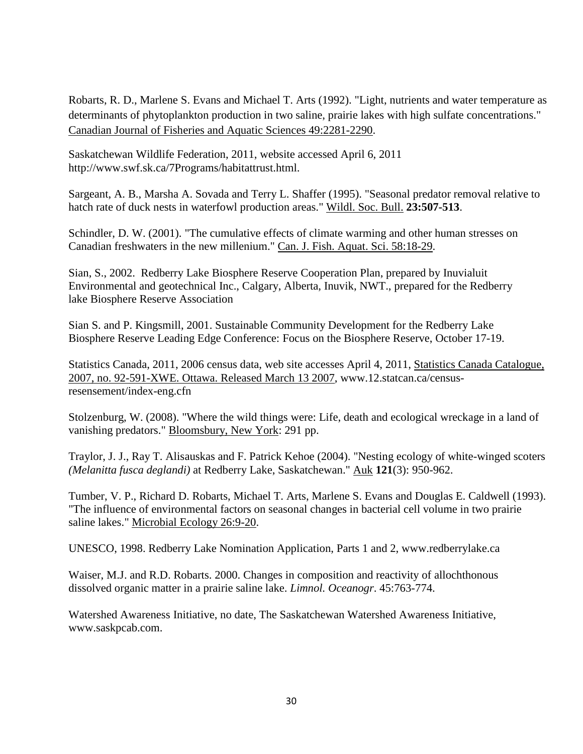Robarts, R. D., Marlene S. Evans and Michael T. Arts (1992). "Light, nutrients and water temperature as determinants of phytoplankton production in two saline, prairie lakes with high sulfate concentrations." Canadian Journal of Fisheries and Aquatic Sciences 49:2281-2290.

Saskatchewan Wildlife Federation, 2011, website accessed April 6, 2011 http://www.swf.sk.ca/7Programs/habitattrust.html.

Sargeant, A. B., Marsha A. Sovada and Terry L. Shaffer (1995). "Seasonal predator removal relative to hatch rate of duck nests in waterfowl production areas." Wildl. Soc. Bull. **23:507-513**.

Schindler, D. W. (2001). "The cumulative effects of climate warming and other human stresses on Canadian freshwaters in the new millenium." Can. J. Fish. Aquat. Sci. 58:18-29.

Sian, S., 2002. Redberry Lake Biosphere Reserve Cooperation Plan, prepared by Inuvialuit Environmental and geotechnical Inc., Calgary, Alberta, Inuvik, NWT., prepared for the Redberry lake Biosphere Reserve Association

Sian S. and P. Kingsmill, 2001. Sustainable Community Development for the Redberry Lake Biosphere Reserve Leading Edge Conference: Focus on the Biosphere Reserve, October 17-19.

Statistics Canada, 2011, 2006 census data, web site accesses April 4, 2011, Statistics Canada Catalogue, 2007, no. 92-591-XWE. Ottawa. Released March 13 2007, www.12.statcan.ca/census-resensement/index-eng.cfn

Stolzenburg, W. (2008). "Where the wild things were: Life, death and ecological wreckage in a land of vanishing predators." Bloomsbury, New York: 291 pp.

Traylor, J. J., Ray T. Alisauskas and F. Patrick Kehoe (2004). "Nesting ecology of white-winged scoters *(Melanitta fusca deglandi)* at Redberry Lake, Saskatchewan." Auk **121**(3): 950-962.

Tumber, V. P., Richard D. Robarts, Michael T. Arts, Marlene S. Evans and Douglas E. Caldwell (1993). "The influence of environmental factors on seasonal changes in bacterial cell volume in two prairie saline lakes." Microbial Ecology 26:9-20.

UNESCO, 1998. Redberry Lake Nomination Application, Parts 1 and 2, www.redberrylake.ca

Waiser, M.J. and R.D. Robarts. 2000. Changes in composition and reactivity of allochthonous dissolved organic matter in a prairie saline lake. *Limnol. Oceanogr*. 45:763-774.

Watershed Awareness Initiative, no date, The Saskatchewan Watershed Awareness Initiative, www.saskpcab.com.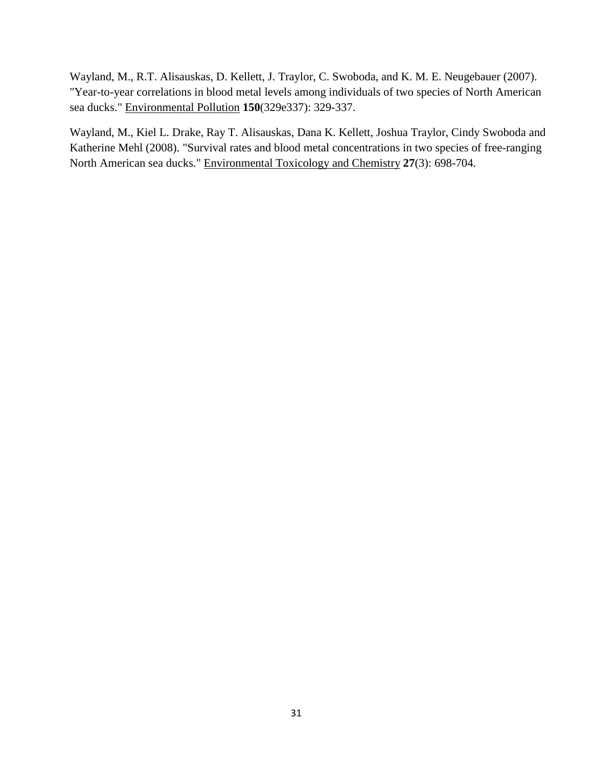Wayland, M., R.T. Alisauskas, D. Kellett, J. Traylor, C. Swoboda, and K. M. E. Neugebauer (2007). "Year-to-year correlations in blood metal levels among individuals of two species of North American sea ducks." Environmental Pollution **150**(329e337): 329-337.

Wayland, M., Kiel L. Drake, Ray T. Alisauskas, Dana K. Kellett, Joshua Traylor, Cindy Swoboda and Katherine Mehl (2008). "Survival rates and blood metal concentrations in two species of free-ranging North American sea ducks." Environmental Toxicology and Chemistry **27**(3): 698-704.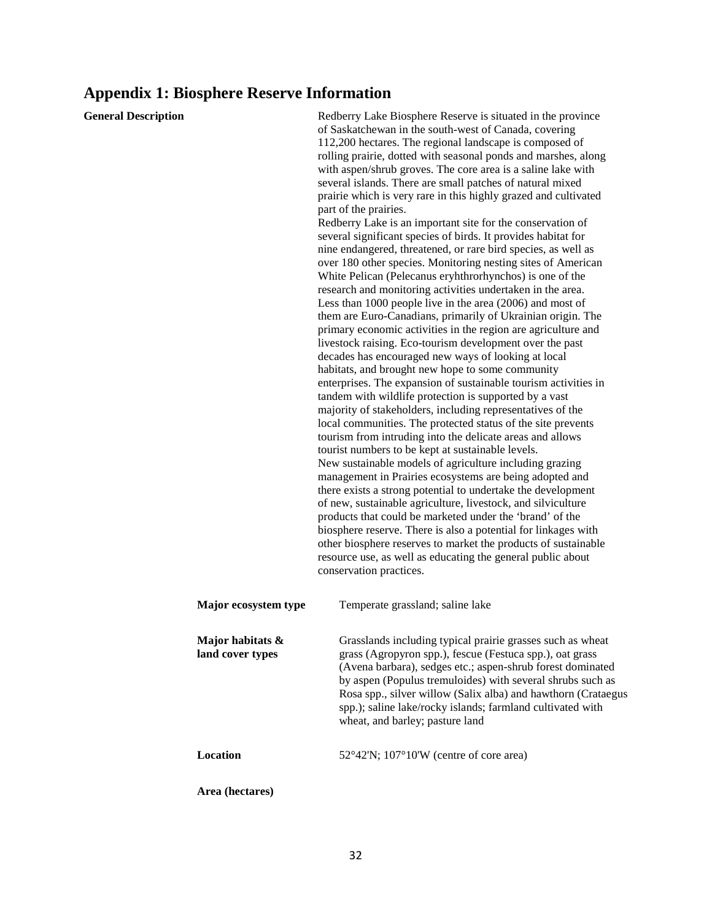# Appendix 1: Biosphere Reserve Information

**General Description**

Redberry Lake Biosphere Reserve is situated in the province of Saskatchewan in the south-west of Canada, covering 112,200 hectares. The regional landscape is composed of rolling prairie, dotted with seasonal ponds and marshes, along with aspen/shrub groves. The core area is a saline lake with several islands. There are small patches of natural mixed prairie which is very rare in this highly grazed and cultivated part of the prairies.

Redberry Lake is an important site for the conservation of several significant species of birds. It provides habitat for nine endangered, threatened, or rare bird species, as well as over 180 other species. Monitoring nesting sites of American White Pelican (Pelecanus eryhthrorhynchos) is one of the research and monitoring activities undertaken in the area. Less than 1000 people live in the area (2006) and most of them are Euro-Canadians, primarily of Ukrainian origin. The primary economic activities in the region are agriculture and livestock raising. Eco-tourism development over the past decades has encouraged new ways of looking at local habitats, and brought new hope to some community enterprises. The expansion of sustainable tourism activities in tandem with wildlife protection is supported by a vast majority of stakeholders, including representatives of the local communities. The protected status of the site prevents tourism from intruding into the delicate areas and allows tourist numbers to be kept at sustainable levels.

New sustainable models of agriculture including grazing management in Prairies ecosystems are being adopted and there exists a strong potential to undertake the development of new, sustainable agriculture, livestock, and silviculture products that could be marketed under the 'brand' of the biosphere reserve. There is also a potential for linkages with other biosphere reserves to market the products of sustainable resource use, as well as educating the general public about conservation practices.

**Major ecosystem type**

Temperate grassland; saline lake

**Major habitats & land cover types**

Grasslands including typical prairie grasses such as wheat grass (Agropyron spp.), fescue (Festuca spp.), oat grass (Avena barbara), sedges etc.; aspen-shrub forest dominated by aspen (Populus tremuloides) with several shrubs such as Rosa spp., silver willow (Salix alba) and hawthorn (Crataegus spp.); saline lake/rocky islands; farmland cultivated with wheat, and barley; pasture land

**Location**

52°42'N; 107°10'W (centre of core area)

**Area (hectares)**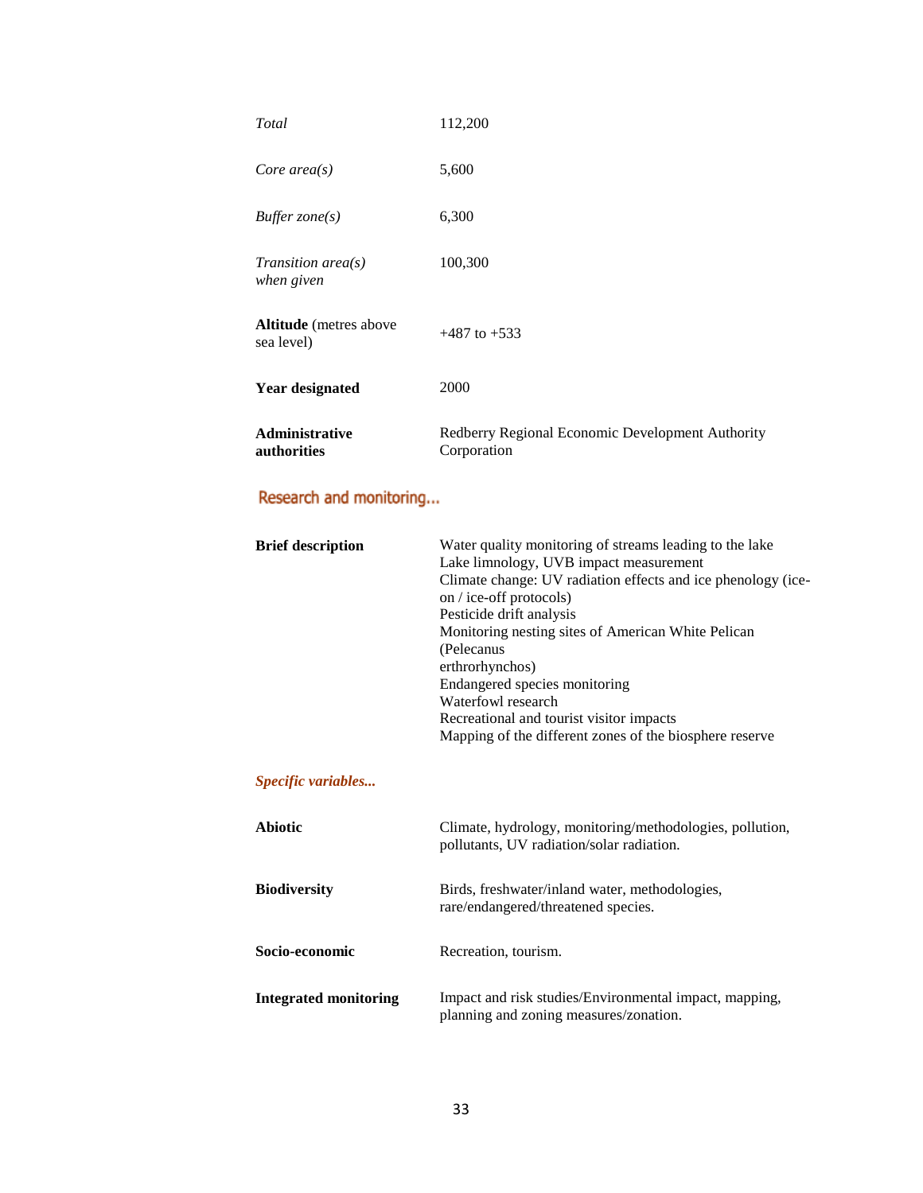| | |
|---|---|
| *Total* | 112,200 |
| *Core area(s)* | 5,600 |
| *Buffer zone(s)* | 6,300 |
| *Transition area(s) when given* | 100,300 |
| **Altitude** (metres above sea level) | +487 to +533 |
| **Year designated** | 2000 |
| **Administrative authorities** | Redberry Regional Economic Development Authority Corporation |

## Research and monitoring...

| | |
|---|---|
| **Brief description** | Water quality monitoring of streams leading to the lake<br>Lake limnology, UVB impact measurement<br>Climate change: UV radiation effects and ice phenology (ice-on / ice-off protocols)<br>Pesticide drift analysis<br>Monitoring nesting sites of American White Pelican (Pelecanus erthrorhynchos)<br>Endangered species monitoring<br>Waterfowl research<br>Recreational and tourist visitor impacts<br>Mapping of the different zones of the biosphere reserve |

### *Specific variables...*

| | |
|---|---|
| **Abiotic** | Climate, hydrology, monitoring/methodologies, pollution, pollutants, UV radiation/solar radiation. |
| **Biodiversity** | Birds, freshwater/inland water, methodologies, rare/endangered/threatened species. |
| **Socio-economic** | Recreation, tourism. |
| **Integrated monitoring** | Impact and risk studies/Environmental impact, mapping, planning and zoning measures/zonation. |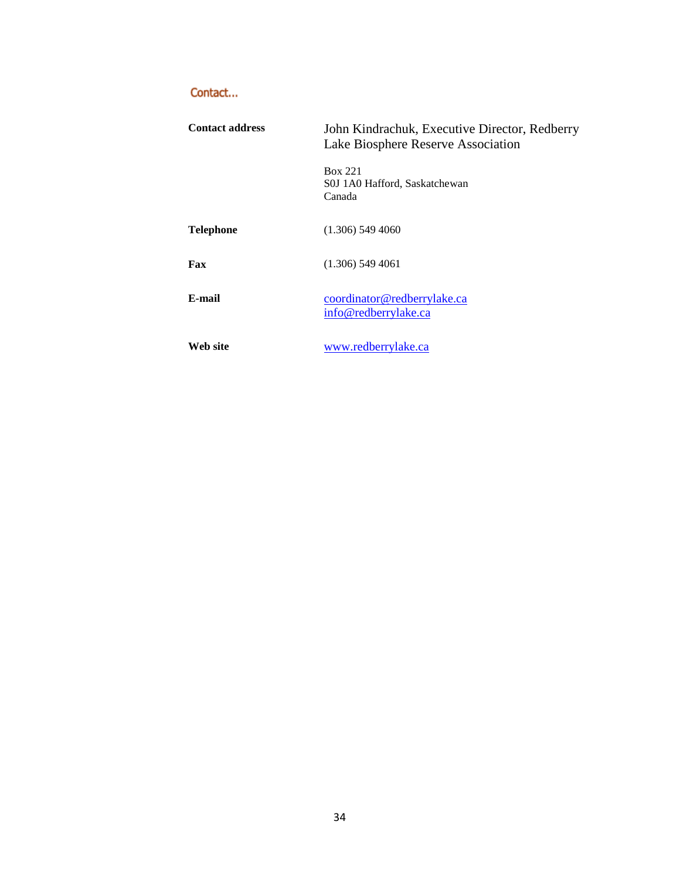## Contact...

| | |
|---|---|
| **Contact address** | John Kindrachuk, Executive Director, Redberry Lake Biosphere Reserve Association<br><br>Box 221<br>S0J 1A0 Hafford, Saskatchewan<br>Canada |
| **Telephone** | (1.306) 549 4060 |
| **Fax** | (1.306) 549 4061 |
| **E-mail** | coordinator@redberrylake.ca<br>info@redberrylake.ca |
| **Web site** | www.redberrylake.ca |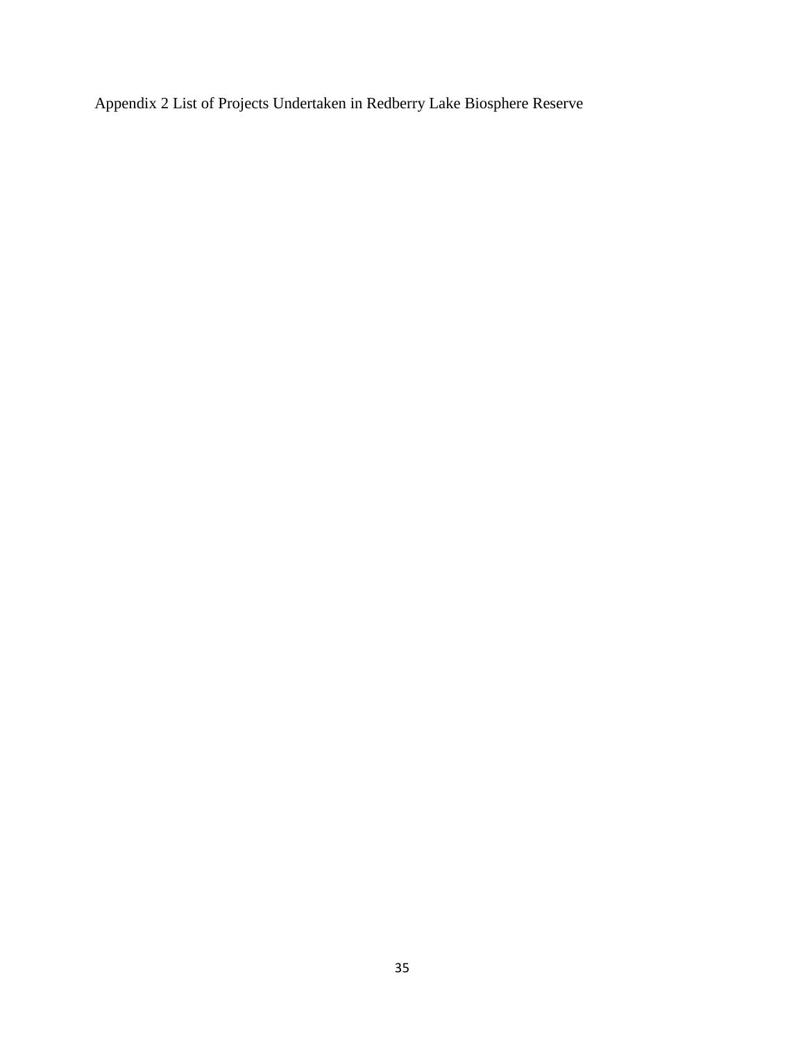Appendix 2 List of Projects Undertaken in Redberry Lake Biosphere Reserve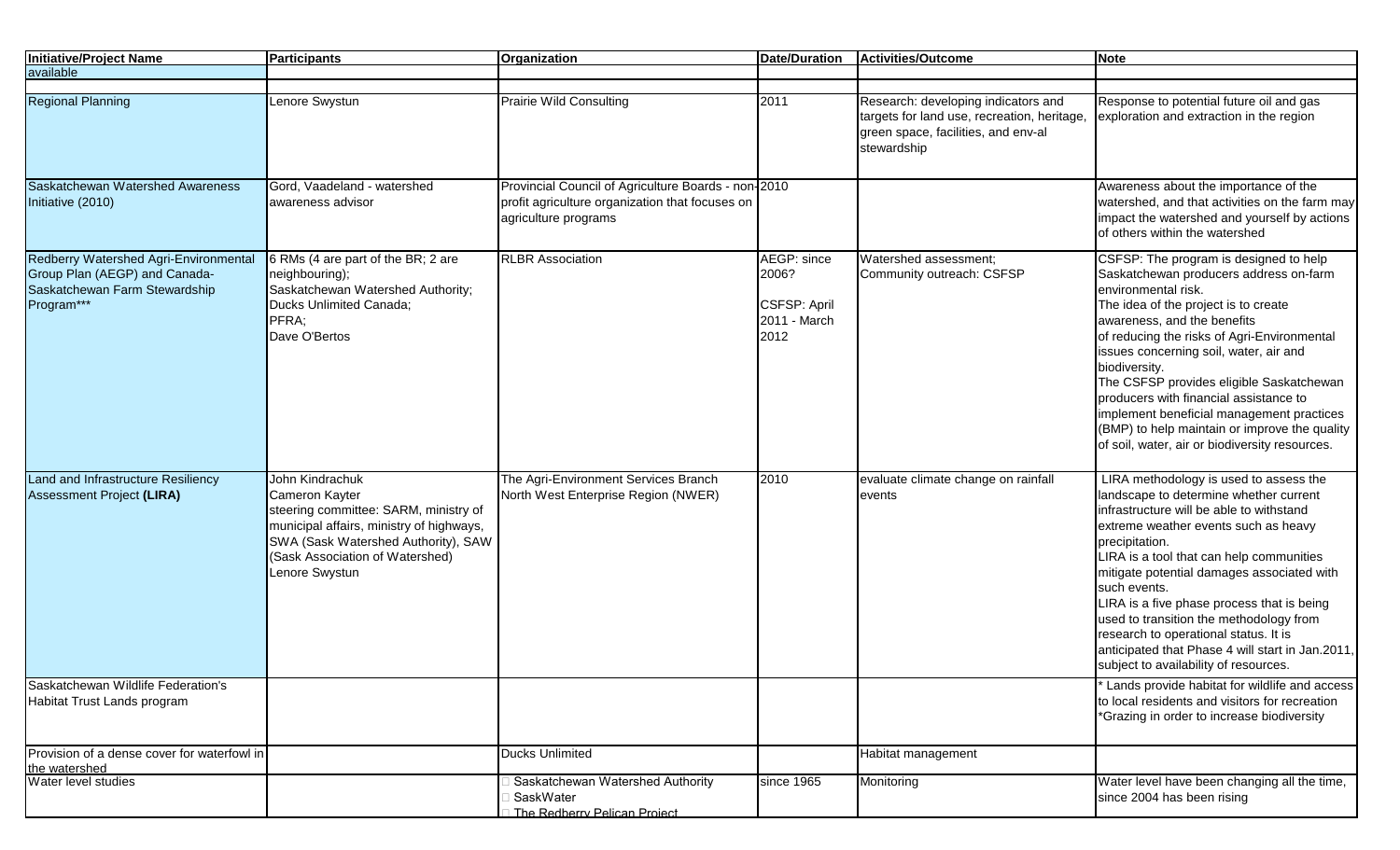| Initiative/Project Name | Participants | Organization | Date/Duration | Activities/Outcome | Note |
|---|---|---|---|---|---|
| available | | | | | |
| | | | | | |
| Regional Planning | Lenore Swystun | Prairie Wild Consulting | 2011 | Research: developing indicators and targets for land use, recreation, heritage, green space, facilities, and env-al stewardship | Response to potential future oil and gas exploration and extraction in the region |
| Saskatchewan Watershed Awareness Initiative (2010) | Gord, Vaadeland - watershed awareness advisor | Provincial Council of Agriculture Boards - non-profit agriculture organization that focuses on agriculture programs | 2010 | | Awareness about the importance of the watershed, and that activities on the farm may impact the watershed and yourself by actions of others within the watershed |
| Redberry Watershed Agri-Environmental Group Plan (AEGP) and Canada-Saskatchewan Farm Stewardship Program*** | 6 RMs (4 are part of the BR; 2 are neighbouring);<br>Saskatchewan Watershed Authority;<br>Ducks Unlimited Canada;<br>PFRA;<br>Dave O'Bertos | RLBR Association | AEGP: since 2006?<br><br>CSFSP: April 2011 - March 2012 | Watershed assessment;<br>Community outreach: CSFSP | CSFSP: The program is designed to help Saskatchewan producers address on-farm environmental risk.<br>The idea of the project is to create awareness, and the benefits of reducing the risks of Agri-Environmental issues concerning soil, water, air and biodiversity.<br>The CSFSP provides eligible Saskatchewan producers with financial assistance to implement beneficial management practices (BMP) to help maintain or improve the quality of soil, water, air or biodiversity resources. |
| Land and Infrastructure Resiliency Assessment Project **(LIRA)** | John Kindrachuk<br>Cameron Kayter<br>steering committee: SARM, ministry of municipal affairs, ministry of highways, SWA (Sask Watershed Authority), SAW (Sask Association of Watershed)<br>Lenore Swystun | The Agri-Environment Services Branch North West Enterprise Region (NWER) | 2010 | evaluate climate change on rainfall events | LIRA methodology is used to assess the landscape to determine whether current infrastructure will be able to withstand extreme weather events such as heavy precipitation.<br>LIRA is a tool that can help communities mitigate potential damages associated with such events.<br>LIRA is a five phase process that is being used to transition the methodology from research to operational status. It is anticipated that Phase 4 will start in Jan.2011, subject to availability of resources. |
| Saskatchewan Wildlife Federation's Habitat Trust Lands program | | | | | * Lands provide habitat for wildlife and access to local residents and visitors for recreation<br>*Grazing in order to increase biodiversity |
| Provision of a dense cover for waterfowl in the watershed | | Ducks Unlimited | | Habitat management | |
| Water level studies | | Saskatchewan Watershed Authority<br>SaskWater<br>The Redberry Pelican Project | since 1965 | Monitoring | Water level have been changing all the time, since 2004 has been rising |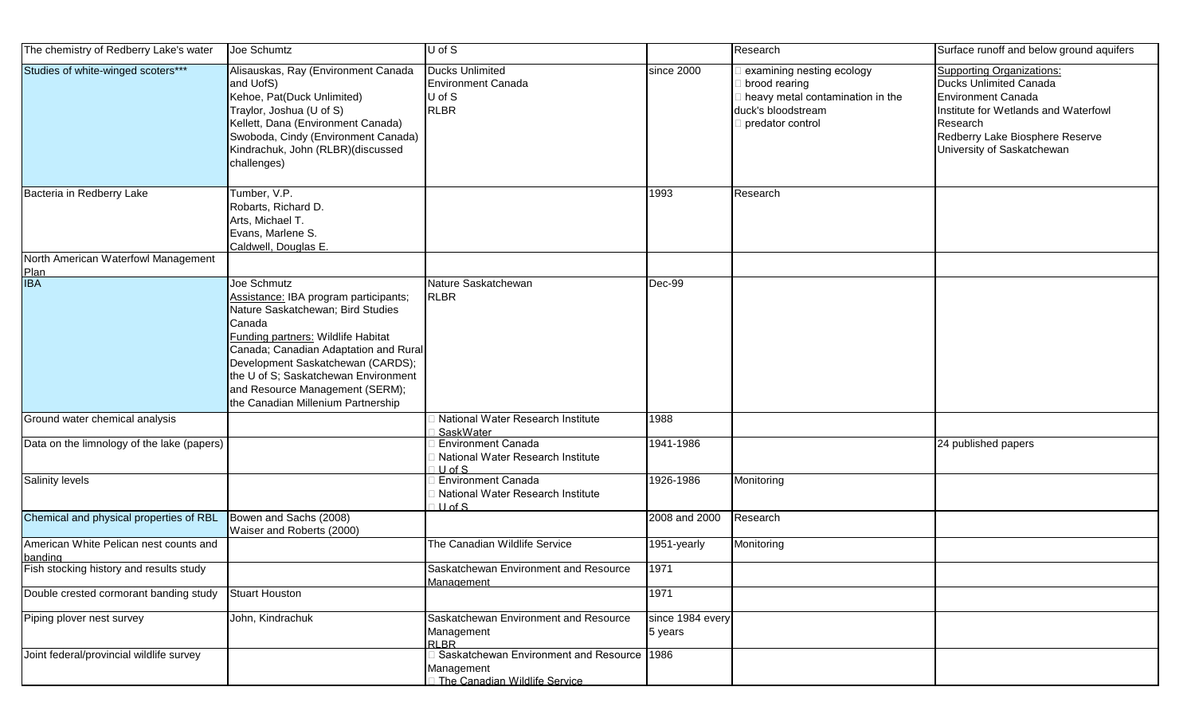| The chemistry of Redberry Lake's water | Joe Schumtz | U of S | | Research | Surface runoff and below ground aquifers |
|---|---|---|---|---|---|
| Studies of white-winged scoters*** | Alisauskas, Ray (Environment Canada and UofS)<br>Kehoe, Pat(Duck Unlimited)<br>Traylor, Joshua (U of S)<br>Kellett, Dana (Environment Canada)<br>Swoboda, Cindy (Environment Canada)<br>Kindrachuk, John (RLBR)(discussed challenges) | Ducks Unlimited<br>Environment Canada<br>U of S<br>RLBR | since 2000 | examining nesting ecology<br>brood rearing<br>heavy metal contamination in the duck's bloodstream<br>predator control | Supporting Organizations:<br>Ducks Unlimited Canada<br>Environment Canada<br>Institute for Wetlands and Waterfowl Research<br>Redberry Lake Biosphere Reserve<br>University of Saskatchewan |
| Bacteria in Redberry Lake | Tumber, V.P.<br>Robarts, Richard D.<br>Arts, Michael T.<br>Evans, Marlene S.<br>Caldwell, Douglas E. | | 1993 | Research | |
| North American Waterfowl Management Plan | | | | | |
| IBA | Joe Schmutz<br>Assistance: IBA program participants; Nature Saskatchewan; Bird Studies Canada<br>Funding partners: Wildlife Habitat Canada; Canadian Adaptation and Rural Development Saskatchewan (CARDS); the U of S; Saskatchewan Environment and Resource Management (SERM); the Canadian Millenium Partnership | Nature Saskatchewan<br>RLBR | Dec-99 | | |
| Ground water chemical analysis | | National Water Research Institute<br>SaskWater | 1988 | | |
| Data on the limnology of the lake (papers) | | Environment Canada<br>National Water Research Institute<br>U of S | 1941-1986 | | 24 published papers |
| Salinity levels | | Environment Canada<br>National Water Research Institute<br>U of S | 1926-1986 | Monitoring | |
| Chemical and physical properties of RBL | Bowen and Sachs (2008)<br>Waiser and Roberts (2000) | | 2008 and 2000 | Research | |
| American White Pelican nest counts and banding | | The Canadian Wildlife Service | 1951-yearly | Monitoring | |
| Fish stocking history and results study | | Saskatchewan Environment and Resource Management | 1971 | | |
| Double crested cormorant banding study | Stuart Houston | | 1971 | | |
| Piping plover nest survey | John, Kindrachuk | Saskatchewan Environment and Resource Management<br>RLBR | since 1984 every 5 years | | |
| Joint federal/provincial wildlife survey | | Saskatchewan Environment and Resource Management<br>The Canadian Wildlife Service | 1986 | | |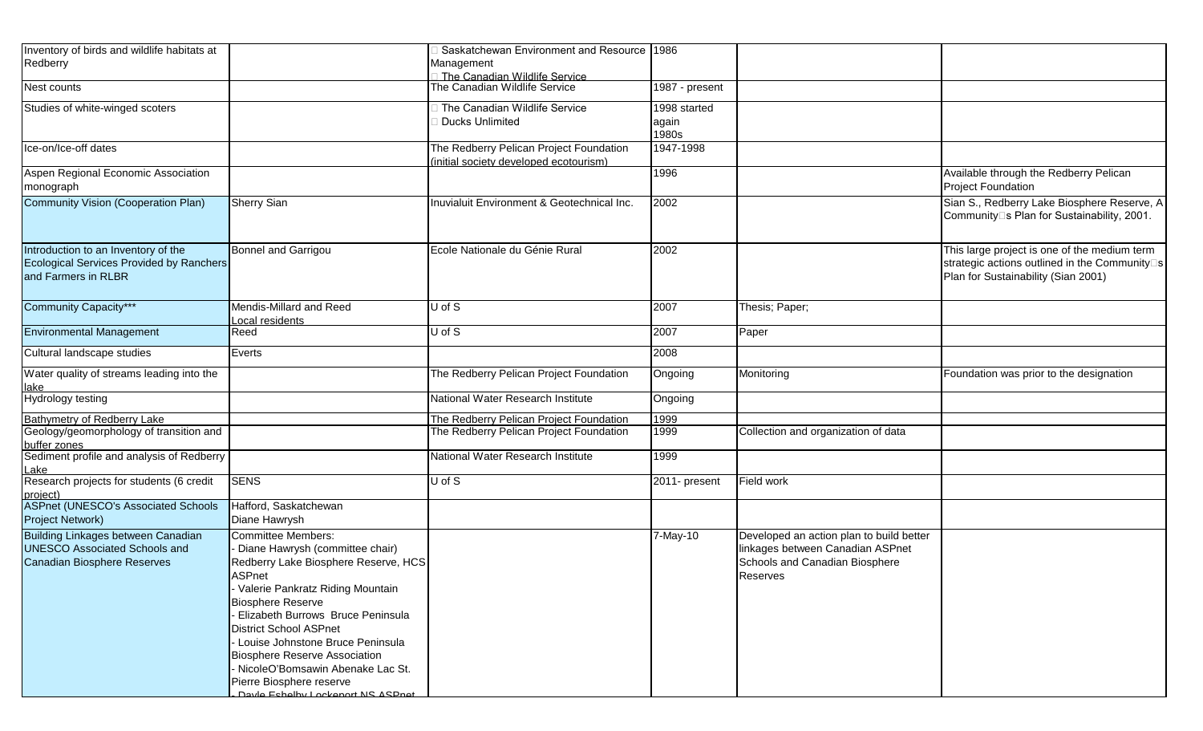| | | | | | |
|---|---|---|---|---|---|
| Inventory of birds and wildlife habitats at Redberry | | Saskatchewan Environment and Resource Management<br>The Canadian Wildlife Service | 1986 | | |
| Nest counts | | The Canadian Wildlife Service | 1987 - present | | |
| Studies of white-winged scoters | | The Canadian Wildlife Service<br>Ducks Unlimited | 1998 started again<br>1980s | | |
| Ice-on/Ice-off dates | | The Redberry Pelican Project Foundation (initial society developed ecotourism) | 1947-1998 | | |
| Aspen Regional Economic Association monograph | | | 1996 | | Available through the Redberry Pelican Project Foundation |
| Community Vision (Cooperation Plan) | Sherry Sian | Inuvialuit Environment & Geotechnical Inc. | 2002 | | Sian S., Redberry Lake Biosphere Reserve, A Community's Plan for Sustainability, 2001. |
| Introduction to an Inventory of the Ecological Services Provided by Ranchers and Farmers in RLBR | Bonnel and Garrigou | Ecole Nationale du Génie Rural | 2002 | | This large project is one of the medium term strategic actions outlined in the Community's Plan for Sustainability (Sian 2001) |
| Community Capacity*** | Mendis-Millard and Reed<br>Local residents | U of S | 2007 | Thesis; Paper; | |
| Environmental Management | Reed | U of S | 2007 | Paper | |
| Cultural landscape studies | Everts | | 2008 | | |
| Water quality of streams leading into the lake | | The Redberry Pelican Project Foundation | Ongoing | Monitoring | Foundation was prior to the designation |
| Hydrology testing | | National Water Research Institute | Ongoing | | |
| Bathymetry of Redberry Lake | | The Redberry Pelican Project Foundation | 1999 | | |
| Geology/geomorphology of transition and buffer zones | | The Redberry Pelican Project Foundation | 1999 | Collection and organization of data | |
| Sediment profile and analysis of Redberry Lake | | National Water Research Institute | 1999 | | |
| Research projects for students (6 credit project) | SENS | U of S | 2011- present | Field work | |
| ASPnet (UNESCO's Associated Schools Project Network) | Hafford, Saskatchewan<br>Diane Hawrysh | | | | |
| Building Linkages between Canadian UNESCO Associated Schools and Canadian Biosphere Reserves | Committee Members:<br>- Diane Hawrysh (committee chair) Redberry Lake Biosphere Reserve, HCS ASPnet<br>- Valerie Pankratz Riding Mountain Biosphere Reserve<br>- Elizabeth Burrows Bruce Peninsula District School ASPnet<br>- Louise Johnstone Bruce Peninsula Biosphere Reserve Association<br>- NicoleO'Bomsawin Abenake Lac St. Pierre Biosphere reserve<br>- Dayle Eshelby Lockeport NS ASPnet | | 7-May-10 | Developed an action plan to build better linkages between Canadian ASPnet Schools and Canadian Biosphere Reserves | |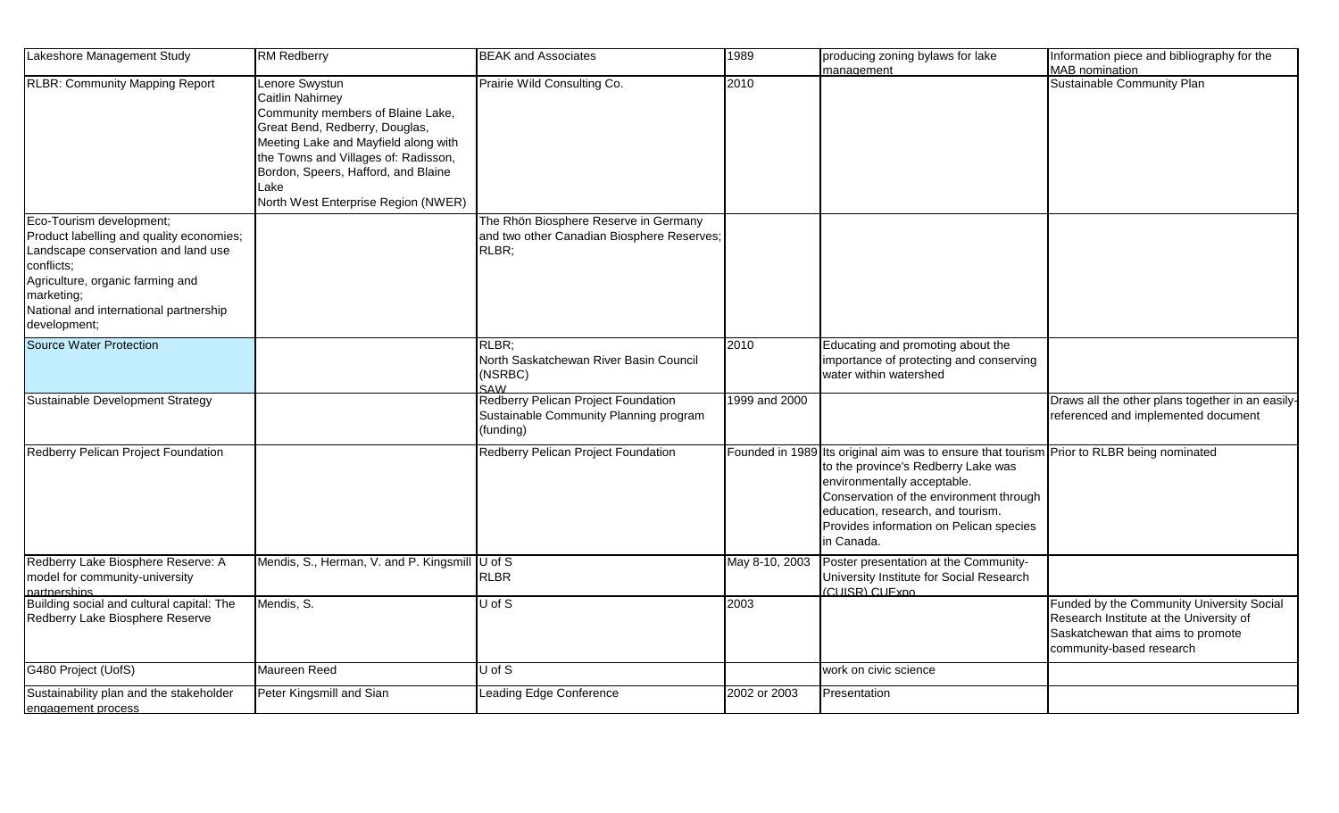| | | | | | |
|---|---|---|---|---|---|
| Lakeshore Management Study | RM Redberry | BEAK and Associates | 1989 | producing zoning bylaws for lake management | Information piece and bibliography for the MAB nomination |
| RLBR: Community Mapping Report | Lenore Swystun<br>Caitlin Nahirney<br>Community members of Blaine Lake, Great Bend, Redberry, Douglas, Meeting Lake and Mayfield along with the Towns and Villages of: Radisson, Bordon, Speers, Hafford, and Blaine Lake<br>North West Enterprise Region (NWER) | Prairie Wild Consulting Co. | 2010 | | Sustainable Community Plan |
| Eco-Tourism development;<br>Product labelling and quality economies;<br>Landscape conservation and land use conflicts;<br>Agriculture, organic farming and marketing;<br>National and international partnership development; | | The Rhön Biosphere Reserve in Germany and two other Canadian Biosphere Reserves; RLBR; | | | |
| Source Water Protection | | RLBR;<br>North Saskatchewan River Basin Council (NSRBC)<br>SAW | 2010 | Educating and promoting about the importance of protecting and conserving water within watershed | |
| Sustainable Development Strategy | | Redberry Pelican Project Foundation<br>Sustainable Community Planning program (funding) | 1999 and 2000 | | Draws all the other plans together in an easily-referenced and implemented document |
| Redberry Pelican Project Foundation | | Redberry Pelican Project Foundation | Founded in 1989 | Its original aim was to ensure that tourism to the province's Redberry Lake was environmentally acceptable.<br>Conservation of the environment through education, research, and tourism.<br>Provides information on Pelican species in Canada. | Prior to RLBR being nominated |
| Redberry Lake Biosphere Reserve: A model for community-university partnerships | Mendis, S., Herman, V. and P. Kingsmill | U of S<br>RLBR | May 8-10, 2003 | Poster presentation at the Community-University Institute for Social Research (CUISR) CUExpo | |
| Building social and cultural capital: The Redberry Lake Biosphere Reserve | Mendis, S. | U of S | 2003 | | Funded by the Community University Social Research Institute at the University of Saskatchewan that aims to promote community-based research |
| G480 Project (UofS) | Maureen Reed | U of S | | work on civic science | |
| Sustainability plan and the stakeholder engagement process | Peter Kingsmill and Sian | Leading Edge Conference | 2002 or 2003 | Presentation | |